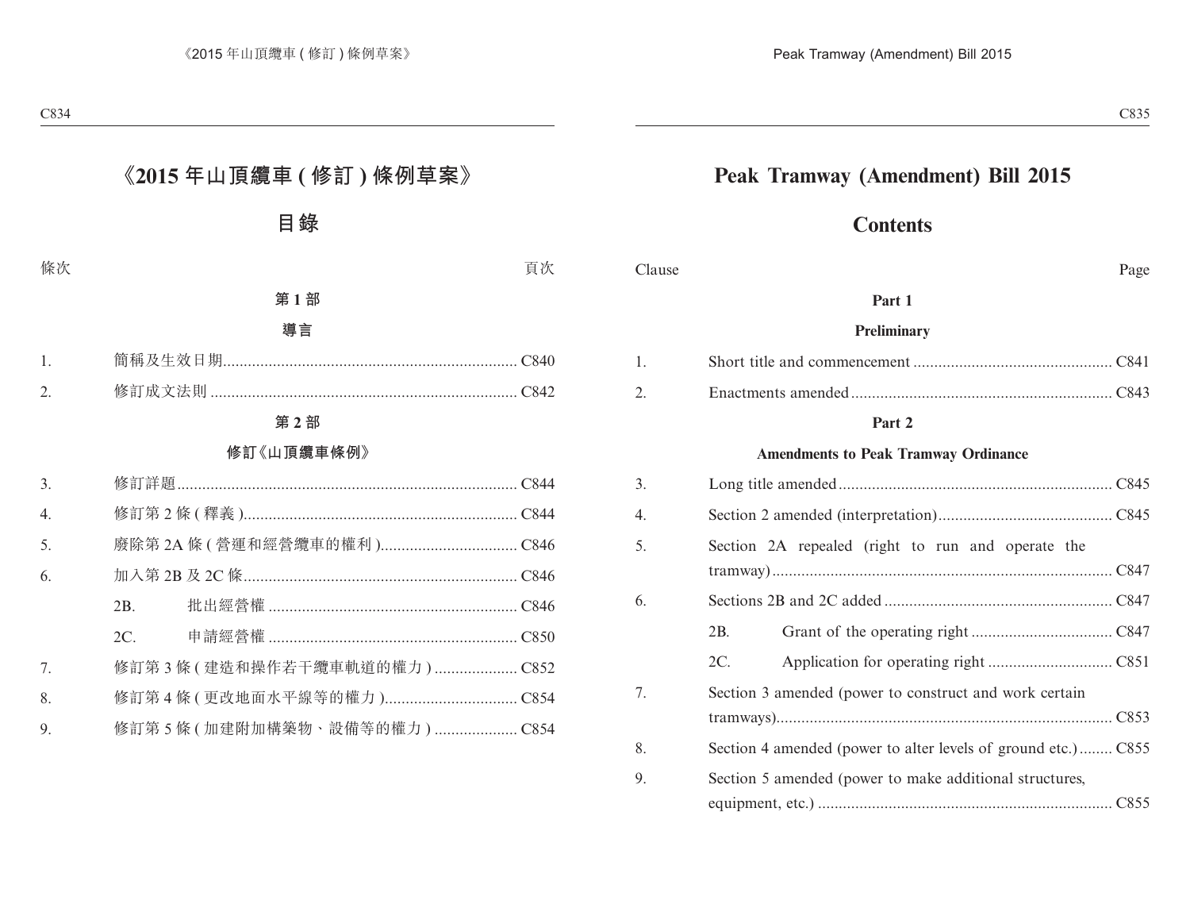# 《2015 年山頂纜車 ( 修訂 ) 條例草案》

## 目錄

條次 頁次

**第 1 部**

**導言**

1. 簡稱及生效日期...................................................................... C840
2. 修訂成文法則 .......................................................................... C842

**第 2 部**

**修訂《山頂纜車條例》**

3. 修訂詳題.................................................................................. C844
4. 修訂第 2 條 ( 釋義 )................................................................. C844
5. 廢除第 2A 條 ( 營運和經營纜車的權利 )................................ C846
6. 加入第 2B 及 2C 條................................................................. C846
   - 2B. 批出經營權 ............................................................ C846
   - 2C. 申請經營權 ............................................................ C850
7. 修訂第 3 條 ( 建造和操作若干纜車軌道的權力 ) .................... C852
8. 修訂第 4 條 ( 更改地面水平線等的權力 )................................ C854
9. 修訂第 5 條 ( 加建附加構築物、設備等的權力 ) .................... C854

# Peak Tramway (Amendment) Bill 2015

## Contents

Clause Page

**Part 1**

**Preliminary**

1. Short title and commencement ................................................ C841
2. Enactments amended ............................................................... C843

**Part 2**

**Amendments to Peak Tramway Ordinance**

3. Long title amended .................................................................. C845
4. Section 2 amended (interpretation).......................................... C845
5. Section 2A repealed (right to run and operate the tramway) .................................................................................. C847
6. Sections 2B and 2C added ....................................................... C847
   - 2B. Grant of the operating right .................................. C847
   - 2C. Application for operating right .............................. C851
7. Section 3 amended (power to construct and work certain tramways)................................................................................. C853
8. Section 4 amended (power to alter levels of ground etc.)........ C855
9. Section 5 amended (power to make additional structures, equipment, etc.) ....................................................................... C855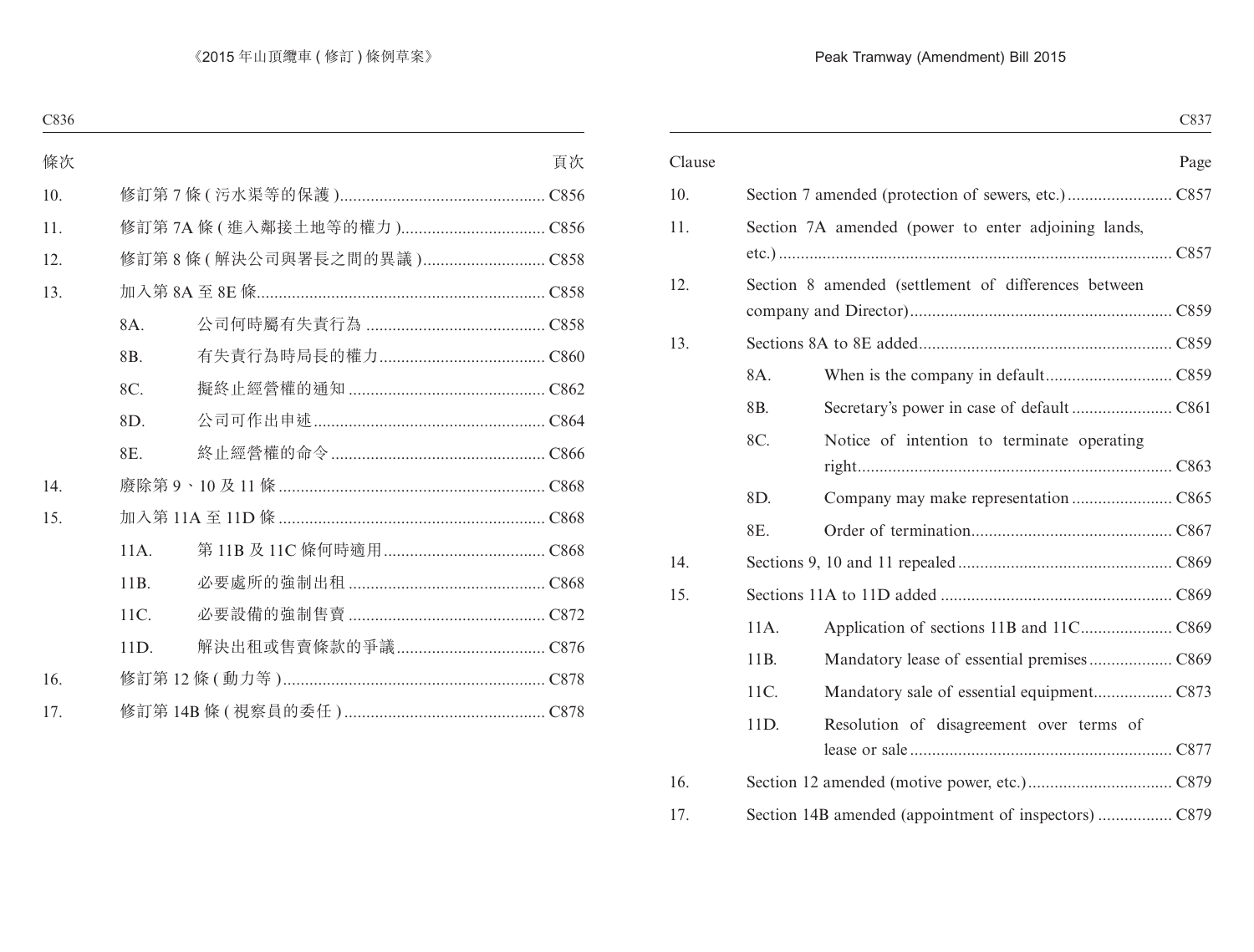| 條次 | | | 頁次 |
|---|---|---|---|
| 10. | 修訂第 7 條 ( 污水渠等的保護 ) | | C856 |
| 11. | 修訂第 7A 條 ( 進入鄰接土地等的權力 ) | | C856 |
| 12. | 修訂第 8 條 ( 解決公司與署長之間的異議 ) | | C858 |
| 13. | 加入第 8A 至 8E 條 | | C858 |
| | 8A. | 公司何時屬有失責行為 | C858 |
| | 8B. | 有失責行為時局長的權力 | C860 |
| | 8C. | 擬終止經營權的通知 | C862 |
| | 8D. | 公司可作出申述 | C864 |
| | 8E. | 終止經營權的命令 | C866 |
| 14. | 廢除第 9、10 及 11 條 | | C868 |
| 15. | 加入第 11A 至 11D 條 | | C868 |
| | 11A. | 第 11B 及 11C 條何時適用 | C868 |
| | 11B. | 必要處所的強制出租 | C868 |
| | 11C. | 必要設備的強制售賣 | C872 |
| | 11D. | 解決出租或售賣條款的爭議 | C876 |
| 16. | 修訂第 12 條 ( 動力等 ) | | C878 |
| 17. | 修訂第 14B 條 ( 視察員的委任 ) | | C878 |

| Clause | | | Page |
|---|---|---|---|
| 10. | Section 7 amended (protection of sewers, etc.) | | C857 |
| 11. | Section 7A amended (power to enter adjoining lands, etc.) | | C857 |
| 12. | Section 8 amended (settlement of differences between company and Director) | | C859 |
| 13. | Sections 8A to 8E added | | C859 |
| | 8A. | When is the company in default | C859 |
| | 8B. | Secretary's power in case of default | C861 |
| | 8C. | Notice of intention to terminate operating right | C863 |
| | 8D. | Company may make representation | C865 |
| | 8E. | Order of termination | C867 |
| 14. | Sections 9, 10 and 11 repealed | | C869 |
| 15. | Sections 11A to 11D added | | C869 |
| | 11A. | Application of sections 11B and 11C | C869 |
| | 11B. | Mandatory lease of essential premises | C869 |
| | 11C. | Mandatory sale of essential equipment | C873 |
| | 11D. | Resolution of disagreement over terms of lease or sale | C877 |
| 16. | Section 12 amended (motive power, etc.) | | C879 |
| 17. | Section 14B amended (appointment of inspectors) | | C879 |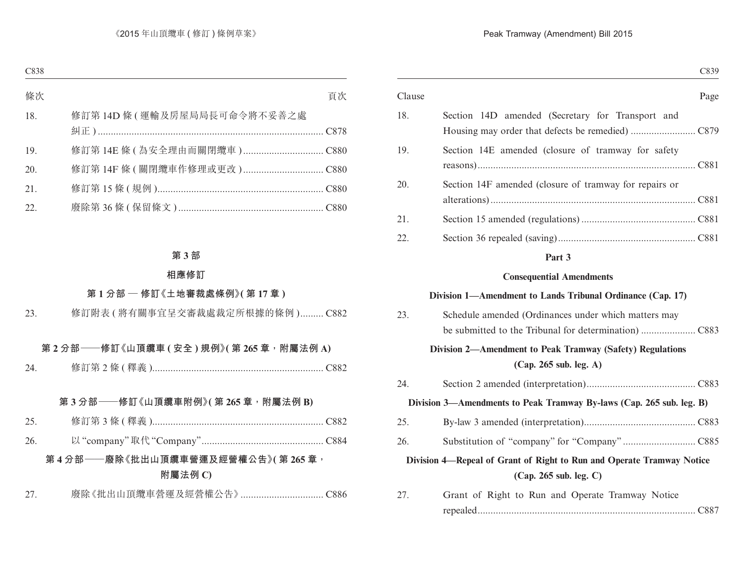| 條次 | | 頁次 |
|---|---|---|
| 18. | 修訂第 14D 條 (運輸及房屋局局長可命令將不妥善之處糾正) | C878 |
| 19. | 修訂第 14E 條 (為安全理由而關閉纜車) | C880 |
| 20. | 修訂第 14F 條 (關閉纜車作修理或更改) | C880 |
| 21. | 修訂第 15 條 (規例) | C880 |
| 22. | 廢除第 36 條 (保留條文) | C880 |

**第 3 部**

**相應修訂**

**第 1 分部 — 修訂《土地審裁處條例》(第 17 章)**

| | | |
|---|---|---|
| 23. | 修訂附表 (將有關事宜呈交審裁處裁定所根據的條例) | C882 |

**第 2 分部——修訂《山頂纜車 (安全) 規例》(第 265 章，附屬法例 A)**

| | | |
|---|---|---|
| 24. | 修訂第 2 條 (釋義) | C882 |

**第 3 分部——修訂《山頂纜車附例》(第 265 章，附屬法例 B)**

| | | |
|---|---|---|
| 25. | 修訂第 3 條 (釋義) | C882 |
| 26. | 以 “company” 取代 “Company” | C884 |

**第 4 分部——廢除《批出山頂纜車營運及經營權公告》(第 265 章，附屬法例 C)**

| | | |
|---|---|---|
| 27. | 廢除《批出山頂纜車營運及經營權公告》 | C886 |

| Clause | | Page |
|---|---|---|
| 18. | Section 14D amended (Secretary for Transport and Housing may order that defects be remedied) | C879 |
| 19. | Section 14E amended (closure of tramway for safety reasons) | C881 |
| 20. | Section 14F amended (closure of tramway for repairs or alterations) | C881 |
| 21. | Section 15 amended (regulations) | C881 |
| 22. | Section 36 repealed (saving) | C881 |

**Part 3**

**Consequential Amendments**

**Division 1—Amendment to Lands Tribunal Ordinance (Cap. 17)**

| | | |
|---|---|---|
| 23. | Schedule amended (Ordinances under which matters may be submitted to the Tribunal for determination) | C883 |

**Division 2—Amendment to Peak Tramway (Safety) Regulations (Cap. 265 sub. leg. A)**

| | | |
|---|---|---|
| 24. | Section 2 amended (interpretation) | C883 |

**Division 3—Amendments to Peak Tramway By-laws (Cap. 265 sub. leg. B)**

| | | |
|---|---|---|
| 25. | By-law 3 amended (interpretation) | C883 |
| 26. | Substitution of “company” for “Company” | C885 |

**Division 4—Repeal of Grant of Right to Run and Operate Tramway Notice (Cap. 265 sub. leg. C)**

| | | |
|---|---|---|
| 27. | Grant of Right to Run and Operate Tramway Notice repealed | C887 |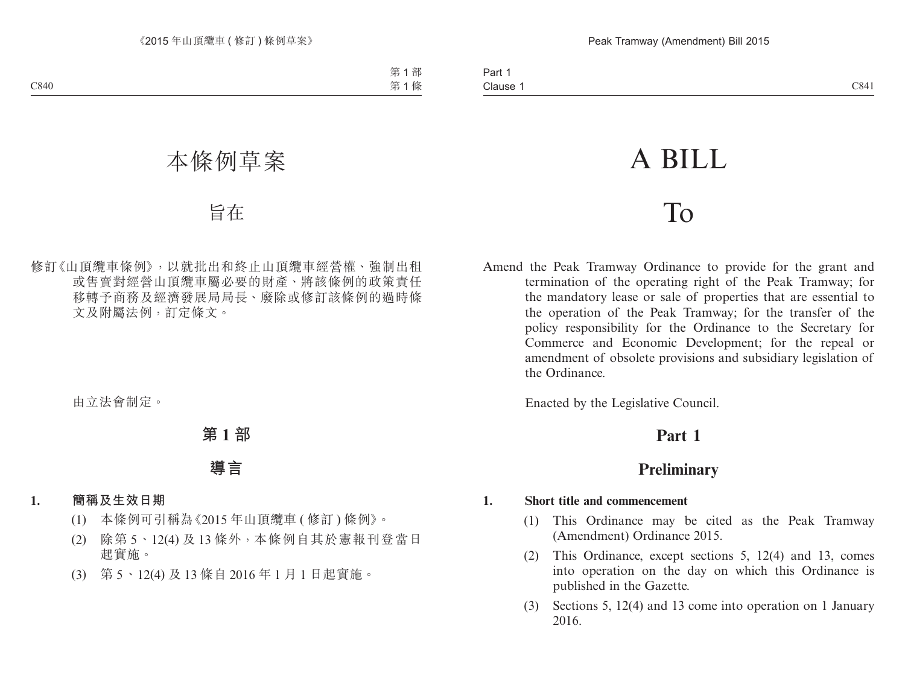# 本條例草案

## 旨在

修訂《山頂纜車條例》，以就批出和終止山頂纜車經營權、強制出租或售賣對經營山頂纜車屬必要的財產、將該條例的政策責任移轉予商務及經濟發展局局長、廢除或修訂該條例的過時條文及附屬法例，訂定條文。

由立法會制定。

## 第 1 部

## 導言

**1. 簡稱及生效日期**

(1) 本條例可引稱為《2015 年山頂纜車 ( 修訂 ) 條例》。

(2) 除第 5、12(4) 及 13 條外，本條例自其於憲報刊登當日起實施。

(3) 第 5、12(4) 及 13 條自 2016 年 1 月 1 日起實施。

# A BILL

## To

Amend the Peak Tramway Ordinance to provide for the grant and termination of the operating right of the Peak Tramway; for the mandatory lease or sale of properties that are essential to the operation of the Peak Tramway; for the transfer of the policy responsibility for the Ordinance to the Secretary for Commerce and Economic Development; for the repeal or amendment of obsolete provisions and subsidiary legislation of the Ordinance.

Enacted by the Legislative Council.

## Part 1

## Preliminary

**1. Short title and commencement**

(1) This Ordinance may be cited as the Peak Tramway (Amendment) Ordinance 2015.

(2) This Ordinance, except sections 5, 12(4) and 13, comes into operation on the day on which this Ordinance is published in the Gazette.

(3) Sections 5, 12(4) and 13 come into operation on 1 January 2016.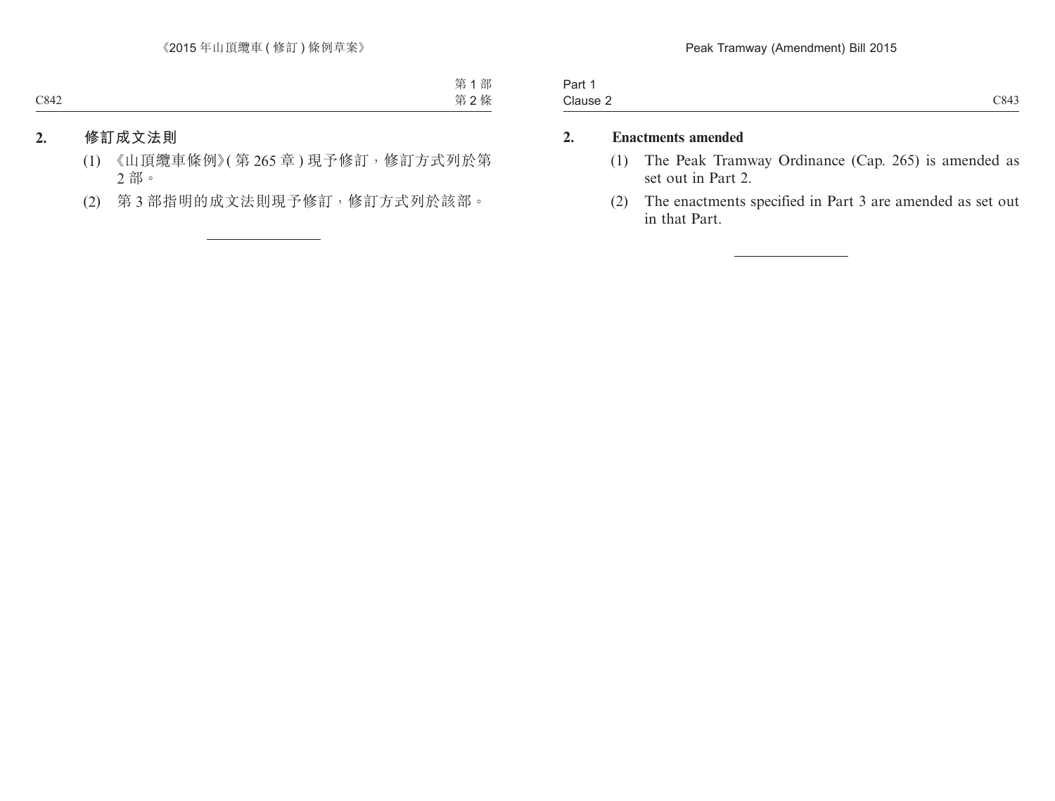**2. 修訂成文法則**

(1) 《山頂纜車條例》(第 265 章) 現予修訂，修訂方式列於第 2 部。

(2) 第 3 部指明的成文法則現予修訂，修訂方式列於該部。

---

**2. Enactments amended**

(1) The Peak Tramway Ordinance (Cap. 265) is amended as set out in Part 2.

(2) The enactments specified in Part 3 are amended as set out in that Part.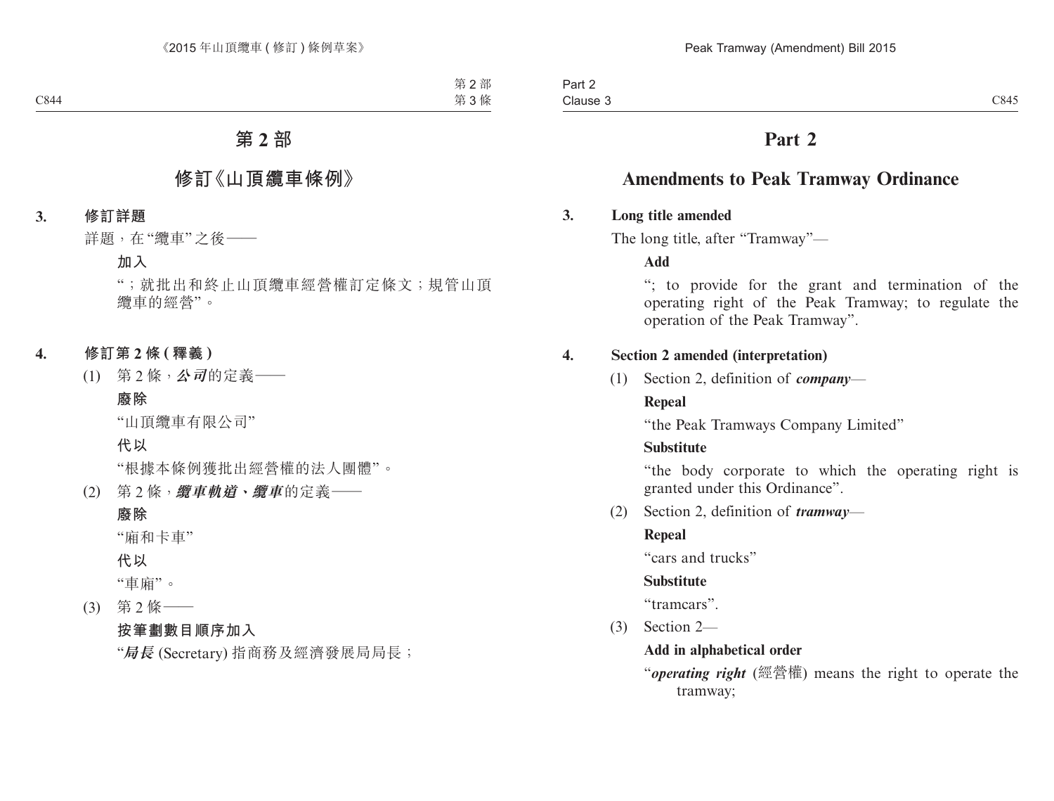# 第 2 部

## 修訂《山頂纜車條例》

**3. 修訂詳題**

詳題，在“纜車”之後——

**加入**

“；就批出和終止山頂纜車經營權訂定條文；規管山頂纜車的經營”。

**4. 修訂第 2 條 (釋義)**

(1) 第 2 條，***公司***的定義——

**廢除**

“山頂纜車有限公司”

**代以**

“根據本條例獲批出經營權的法人團體”。

(2) 第 2 條，***纜車軌道、纜車***的定義——

**廢除**

“廂和卡車”

**代以**

“車廂”。

(3) 第 2 條——

**按筆劃數目順序加入**

“***局長*** (Secretary) 指商務及經濟發展局局長；

# Part 2

## Amendments to Peak Tramway Ordinance

**3. Long title amended**

The long title, after “Tramway”—

**Add**

“; to provide for the grant and termination of the operating right of the Peak Tramway; to regulate the operation of the Peak Tramway”.

**4. Section 2 amended (interpretation)**

(1) Section 2, definition of ***company***—

**Repeal**

“the Peak Tramways Company Limited”

**Substitute**

“the body corporate to which the operating right is granted under this Ordinance”.

(2) Section 2, definition of ***tramway***—

**Repeal**

“cars and trucks”

**Substitute**

“tramcars”.

(3) Section 2—

**Add in alphabetical order**

“***operating right*** (經營權) means the right to operate the tramway;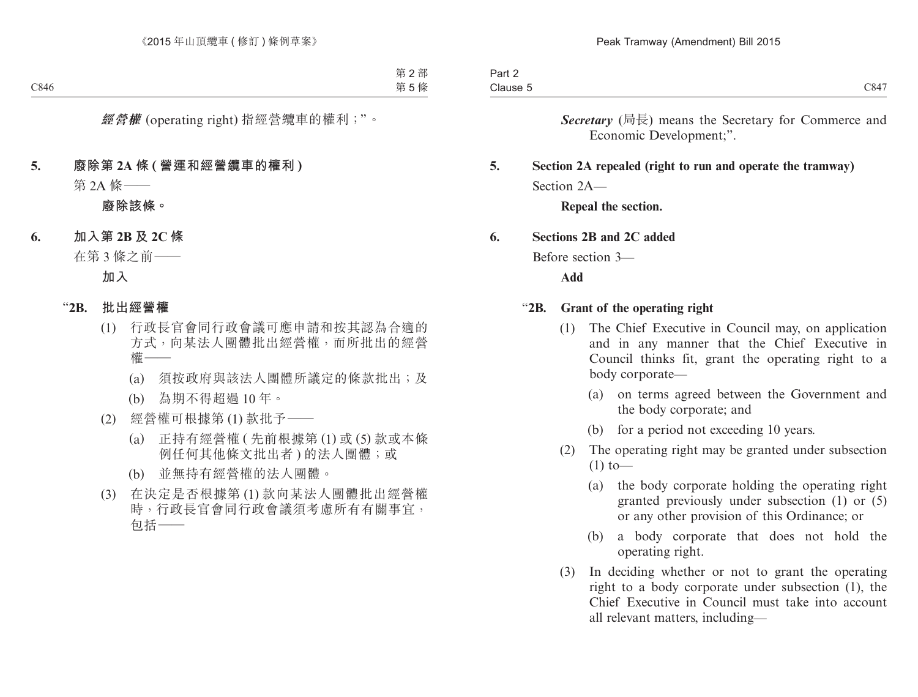*經營權* (operating right) 指經營纜車的權利；”。

**5. 廢除第 2A 條 (營運和經營纜車的權利)**

第 2A 條——

**廢除該條。**

**6. 加入第 2B 及 2C 條**

在第 3 條之前——

**加入**

“**2B. 批出經營權**

(1) 行政長官會同行政會議可應申請和按其認為合適的方式，向某法人團體批出經營權，而所批出的經營權——

(a) 須按政府與該法人團體所議定的條款批出；及

(b) 為期不得超過 10 年。

(2) 經營權可根據第 (1) 款批予——

(a) 正持有經營權 (先前根據第 (1) 或 (5) 款或本條例任何其他條文批出者) 的法人團體；或

(b) 並無持有經營權的法人團體。

(3) 在決定是否根據第 (1) 款向某法人團體批出經營權時，行政長官會同行政會議須考慮所有有關事宜，包括——

---

***Secretary*** (局長) means the Secretary for Commerce and Economic Development;”.

**5. Section 2A repealed (right to run and operate the tramway)**

Section 2A—

**Repeal the section.**

**6. Sections 2B and 2C added**

Before section 3—

**Add**

“**2B. Grant of the operating right**

(1) The Chief Executive in Council may, on application and in any manner that the Chief Executive in Council thinks fit, grant the operating right to a body corporate—

(a) on terms agreed between the Government and the body corporate; and

(b) for a period not exceeding 10 years.

(2) The operating right may be granted under subsection (1) to—

(a) the body corporate holding the operating right granted previously under subsection (1) or (5) or any other provision of this Ordinance; or

(b) a body corporate that does not hold the operating right.

(3) In deciding whether or not to grant the operating right to a body corporate under subsection (1), the Chief Executive in Council must take into account all relevant matters, including—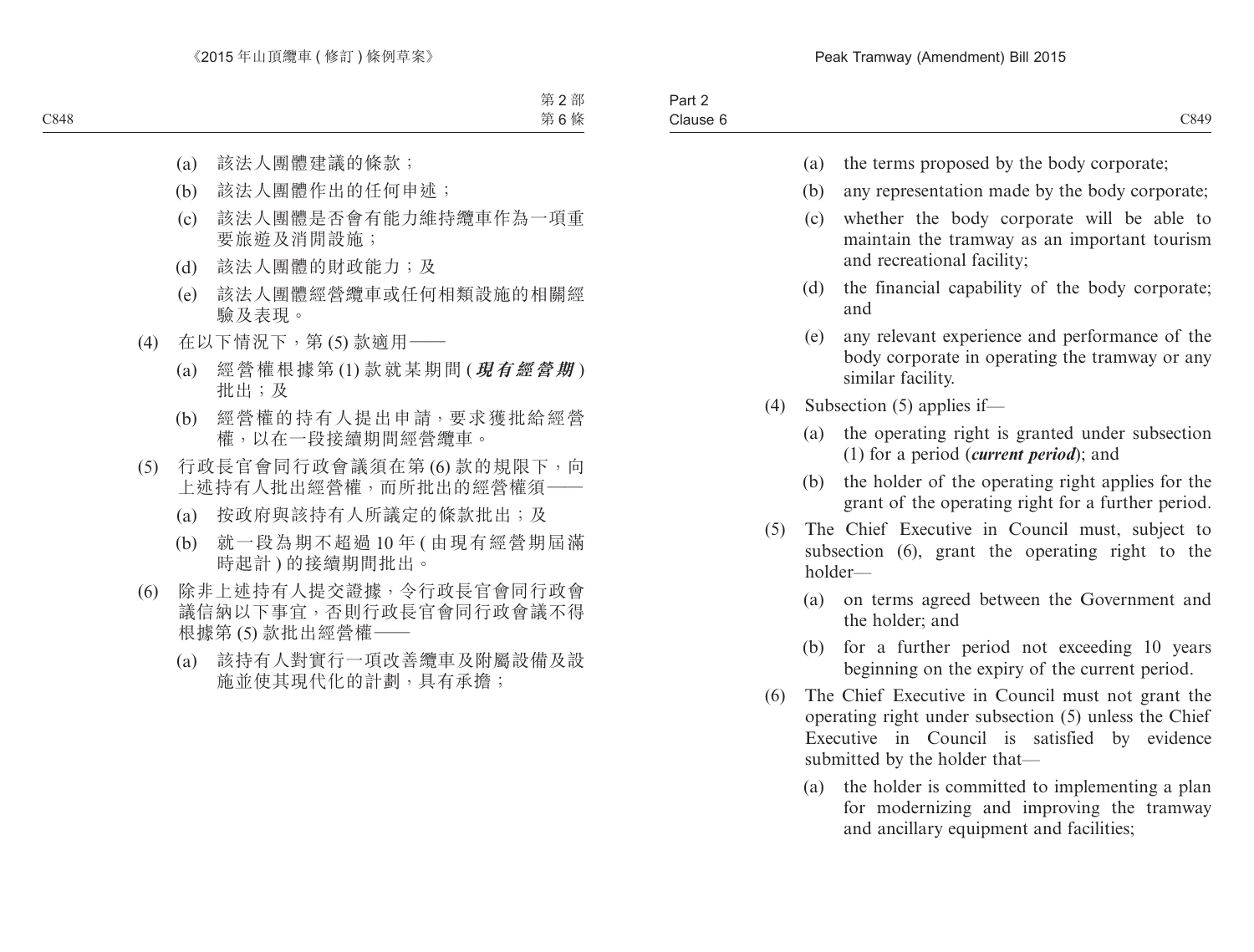(a) 該法人團體建議的條款；

(b) 該法人團體作出的任何申述；

(c) 該法人團體是否會有能力維持纜車作為一項重要旅遊及消閒設施；

(d) 該法人團體的財政能力；及

(e) 該法人團體經營纜車或任何相類設施的相關經驗及表現。

(4) 在以下情況下，第 (5) 款適用——

(a) 經營權根據第 (1) 款就某期間 (***現有經營期***) 批出；及

(b) 經營權的持有人提出申請，要求獲批給經營權，以在一段接續期間經營纜車。

(5) 行政長官會同行政會議須在第 (6) 款的規限下，向上述持有人批出經營權，而所批出的經營權須——

(a) 按政府與該持有人所議定的條款批出；及

(b) 就一段為期不超過 10 年 (由現有經營期屆滿時起計) 的接續期間批出。

(6) 除非上述持有人提交證據，令行政長官會同行政會議信納以下事宜，否則行政長官會同行政會議不得根據第 (5) 款批出經營權——

(a) 該持有人對實行一項改善纜車及附屬設備及設施並使其現代化的計劃，具有承擔；

(a) the terms proposed by the body corporate;

(b) any representation made by the body corporate;

(c) whether the body corporate will be able to maintain the tramway as an important tourism and recreational facility;

(d) the financial capability of the body corporate; and

(e) any relevant experience and performance of the body corporate in operating the tramway or any similar facility.

(4) Subsection (5) applies if—

(a) the operating right is granted under subsection (1) for a period (***current period***); and

(b) the holder of the operating right applies for the grant of the operating right for a further period.

(5) The Chief Executive in Council must, subject to subsection (6), grant the operating right to the holder—

(a) on terms agreed between the Government and the holder; and

(b) for a further period not exceeding 10 years beginning on the expiry of the current period.

(6) The Chief Executive in Council must not grant the operating right under subsection (5) unless the Chief Executive in Council is satisfied by evidence submitted by the holder that—

(a) the holder is committed to implementing a plan for modernizing and improving the tramway and ancillary equipment and facilities;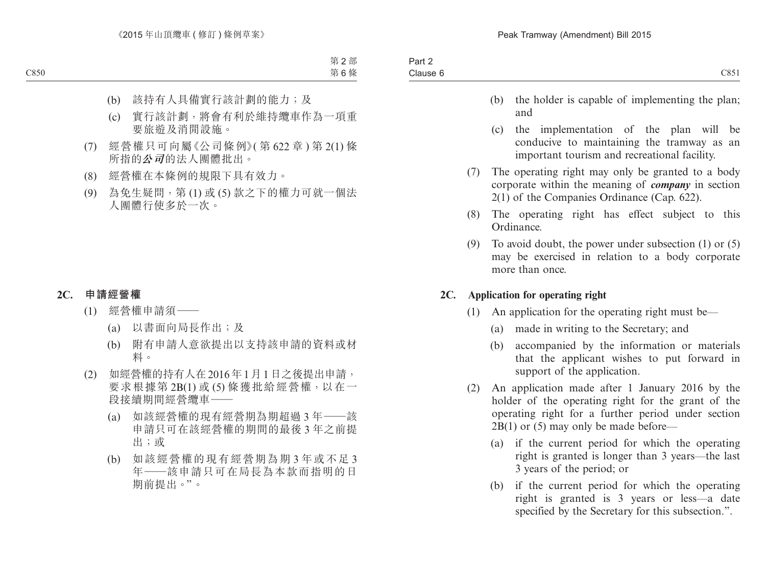(b) 該持有人具備實行該計劃的能力；及

(c) 實行該計劃，將會有利於維持纜車作為一項重要旅遊及消閒設施。

(7) 經營權只可向屬《公司條例》(第 622 章) 第 2(1) 條所指的***公司***的法人團體批出。

(8) 經營權在本條例的規限下具有效力。

(9) 為免生疑問，第 (1) 或 (5) 款之下的權力可就一個法人團體行使多於一次。

**2C. 申請經營權**

(1) 經營權申請須——

(a) 以書面向局長作出；及

(b) 附有申請人意欲提出以支持該申請的資料或材料。

(2) 如經營權的持有人在 2016 年 1 月 1 日之後提出申請，要求根據第 2B(1) 或 (5) 條獲批給經營權，以在一段接續期間經營纜車——

(a) 如該經營權的現有經營期為期超過 3 年——該申請只可在該經營權的期間的最後 3 年之前提出；或

(b) 如該經營權的現有經營期為期 3 年或不足 3 年——該申請只可在局長為本款而指明的日期前提出。”。

(b) the holder is capable of implementing the plan; and

(c) the implementation of the plan will be conducive to maintaining the tramway as an important tourism and recreational facility.

(7) The operating right may only be granted to a body corporate within the meaning of ***company*** in section 2(1) of the Companies Ordinance (Cap. 622).

(8) The operating right has effect subject to this Ordinance.

(9) To avoid doubt, the power under subsection (1) or (5) may be exercised in relation to a body corporate more than once.

**2C. Application for operating right**

(1) An application for the operating right must be—

(a) made in writing to the Secretary; and

(b) accompanied by the information or materials that the applicant wishes to put forward in support of the application.

(2) An application made after 1 January 2016 by the holder of the operating right for the grant of the operating right for a further period under section 2B(1) or (5) may only be made before—

(a) if the current period for which the operating right is granted is longer than 3 years—the last 3 years of the period; or

(b) if the current period for which the operating right is granted is 3 years or less—a date specified by the Secretary for this subsection.”.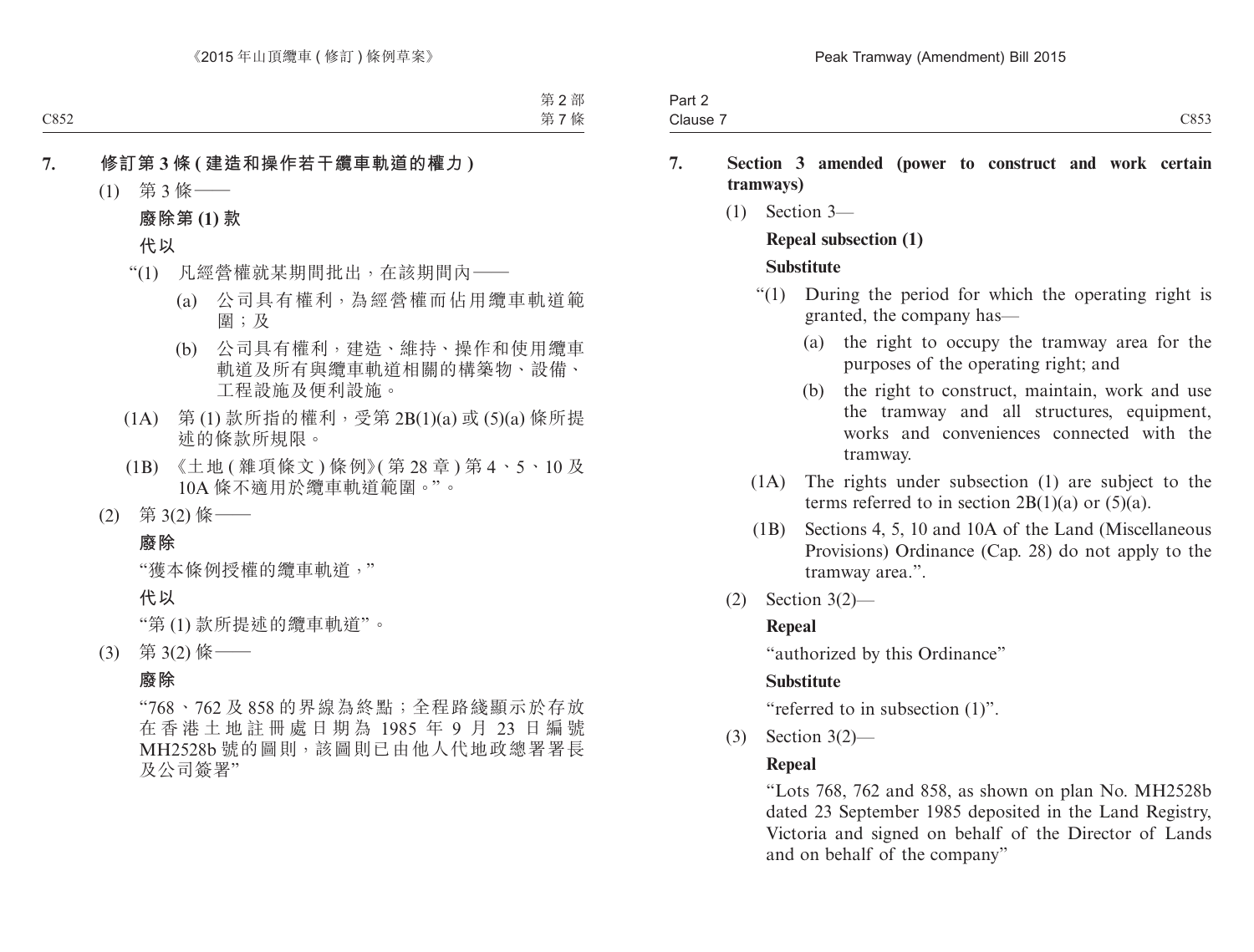## 7. 修訂第 3 條 (建造和操作若干纜車軌道的權力)

(1) 第 3 條——

**廢除第 (1) 款**

**代以**

“(1) 凡經營權就某期間批出，在該期間內——

(a) 公司具有權利，為經營權而佔用纜車軌道範圍；及

(b) 公司具有權利，建造、維持、操作和使用纜車軌道及所有與纜車軌道相關的構築物、設備、工程設施及便利設施。

(1A) 第 (1) 款所指的權利，受第 2B(1)(a) 或 (5)(a) 條所提述的條款所規限。

(1B) 《土地 (雜項條文) 條例》(第 28 章) 第 4、5、10 及 10A 條不適用於纜車軌道範圍。”。

(2) 第 3(2) 條——

**廢除**

“獲本條例授權的纜車軌道，”

**代以**

“第 (1) 款所提述的纜車軌道”。

(3) 第 3(2) 條——

**廢除**

“768、762 及 858 的界線為終點；全程路綫顯示於存放在香港土地註冊處日期為 1985 年 9 月 23 日編號 MH2528b 號的圖則，該圖則已由他人代地政總署署長及公司簽署”

## 7. Section 3 amended (power to construct and work certain tramways)

(1) Section 3—

**Repeal subsection (1)**

**Substitute**

“(1) During the period for which the operating right is granted, the company has—

(a) the right to occupy the tramway area for the purposes of the operating right; and

(b) the right to construct, maintain, work and use the tramway and all structures, equipment, works and conveniences connected with the tramway.

(1A) The rights under subsection (1) are subject to the terms referred to in section 2B(1)(a) or (5)(a).

(1B) Sections 4, 5, 10 and 10A of the Land (Miscellaneous Provisions) Ordinance (Cap. 28) do not apply to the tramway area.”.

(2) Section 3(2)—

**Repeal**

“authorized by this Ordinance”

**Substitute**

“referred to in subsection (1)”.

(3) Section 3(2)—

**Repeal**

“Lots 768, 762 and 858, as shown on plan No. MH2528b dated 23 September 1985 deposited in the Land Registry, Victoria and signed on behalf of the Director of Lands and on behalf of the company”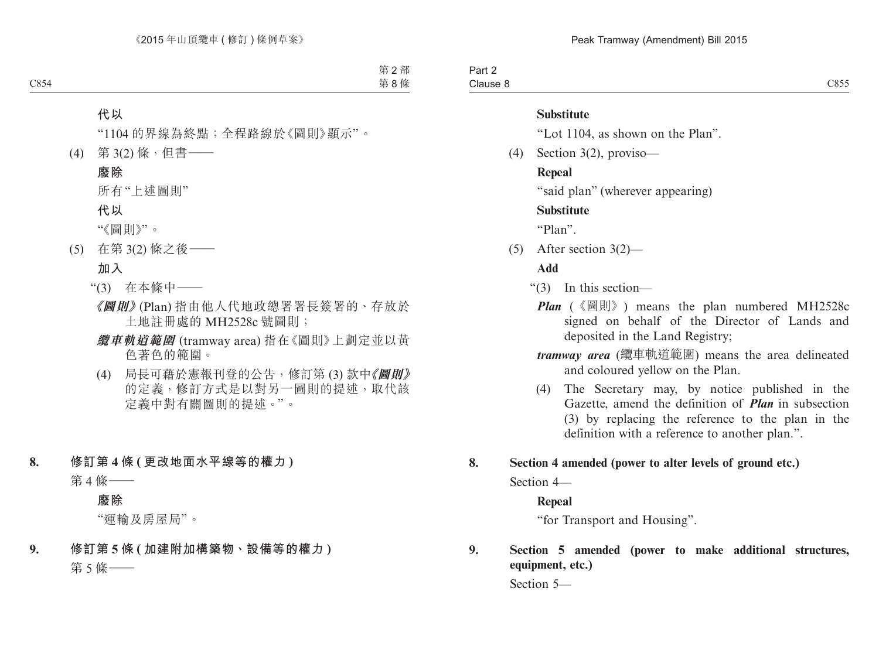**代以**

“1104 的界線為終點；全程路線於《圖則》顯示”。

(4) 第 3(2) 條，但書——

**廢除**

所有“上述圖則”

**代以**

“《圖則》”。

(5) 在第 3(2) 條之後——

**加入**

“(3) 在本條中——

***《圖則》*** (Plan) 指由他人代地政總署署長簽署的、存放於土地註冊處的 MH2528c 號圖則；

***纜車軌道範圍*** (tramway area) 指在《圖則》上劃定並以黃色著色的範圍。

(4) 局長可藉於憲報刊登的公告，修訂第 (3) 款中***《圖則》***的定義，修訂方式是以對另一圖則的提述，取代該定義中對有關圖則的提述。”。

**8. 修訂第 4 條 (更改地面水平線等的權力)**

第 4 條——

**廢除**

“運輸及房屋局”。

**9. 修訂第 5 條 (加建附加構築物、設備等的權力)**

第 5 條——

**Substitute**

“Lot 1104, as shown on the Plan”.

(4) Section 3(2), proviso—

**Repeal**

“said plan” (wherever appearing)

**Substitute**

“Plan”.

(5) After section 3(2)—

**Add**

“(3) In this section—

***Plan*** (《圖則》) means the plan numbered MH2528c signed on behalf of the Director of Lands and deposited in the Land Registry;

***tramway area*** (纜車軌道範圍) means the area delineated and coloured yellow on the Plan.

(4) The Secretary may, by notice published in the Gazette, amend the definition of ***Plan*** in subsection (3) by replacing the reference to the plan in the definition with a reference to another plan.”.

**8. Section 4 amended (power to alter levels of ground etc.)**

Section 4—

**Repeal**

“for Transport and Housing”.

**9. Section 5 amended (power to make additional structures, equipment, etc.)**

Section 5—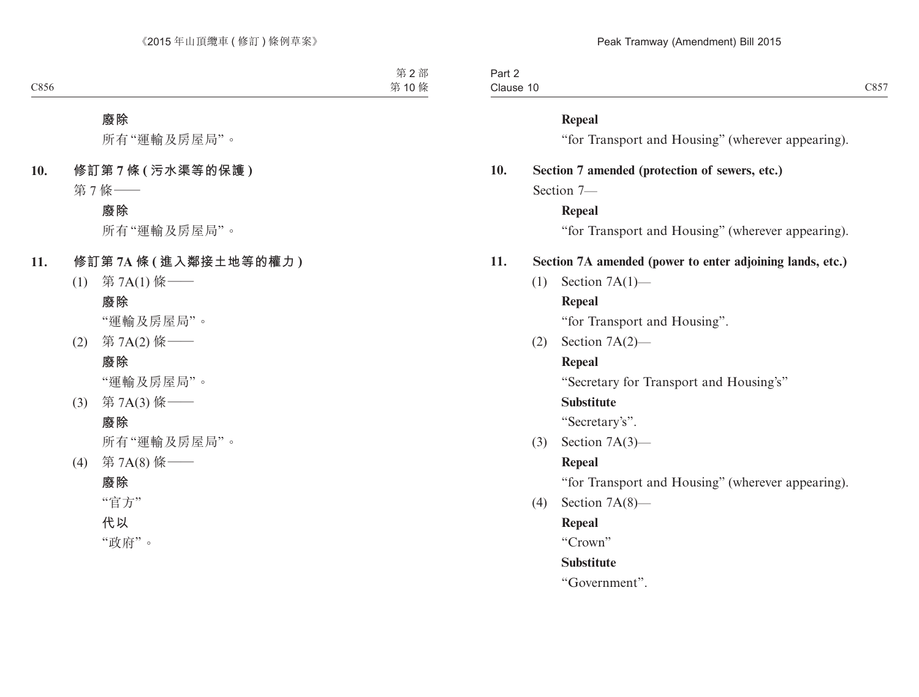**廢除**

所有“運輸及房屋局”。

**10. 修訂第 7 條 (污水渠等的保護)**

第 7 條——

**廢除**

所有“運輸及房屋局”。

**11. 修訂第 7A 條 (進入鄰接土地等的權力)**

(1) 第 7A(1) 條——

**廢除**

“運輸及房屋局”。

(2) 第 7A(2) 條——

**廢除**

“運輸及房屋局”。

(3) 第 7A(3) 條——

**廢除**

所有“運輸及房屋局”。

(4) 第 7A(8) 條——

**廢除**

“官方”

**代以**

“政府”。

**Repeal**

“for Transport and Housing” (wherever appearing).

**10. Section 7 amended (protection of sewers, etc.)**

Section 7—

**Repeal**

“for Transport and Housing” (wherever appearing).

**11. Section 7A amended (power to enter adjoining lands, etc.)**

(1) Section 7A(1)—

**Repeal**

“for Transport and Housing”.

(2) Section 7A(2)—

**Repeal**

“Secretary for Transport and Housing’s”

**Substitute**

“Secretary’s”.

(3) Section 7A(3)—

**Repeal**

“for Transport and Housing” (wherever appearing).

(4) Section 7A(8)—

**Repeal**

“Crown”

**Substitute**

“Government”.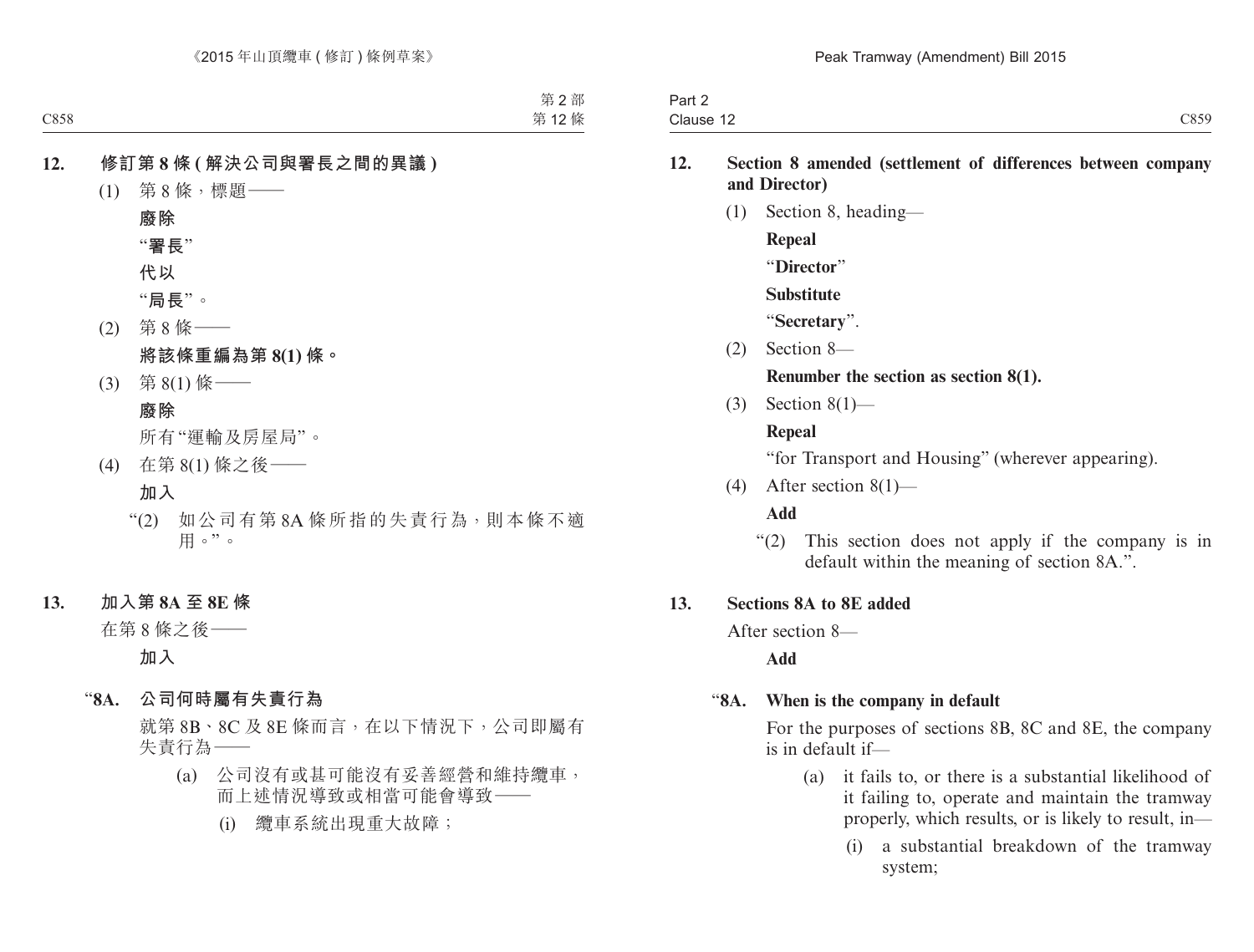**12. 修訂第 8 條 (解決公司與署長之間的異議)**

(1) 第 8 條，標題——

**廢除**

**“署長”**

**代以**

**“局長”**。

(2) 第 8 條——

**將該條重編為第 8(1) 條。**

(3) 第 8(1) 條——

**廢除**

所有“運輸及房屋局”。

(4) 在第 8(1) 條之後——

**加入**

“(2) 如公司有第 8A 條所指的失責行為，則本條不適用。”。

**13. 加入第 8A 至 8E 條**

在第 8 條之後——

**加入**

“**8A. 公司何時屬有失責行為**

就第 8B、8C 及 8E 條而言，在以下情況下，公司即屬有失責行為——

(a) 公司沒有或甚可能沒有妥善經營和維持纜車，而上述情況導致或相當可能會導致——

(i) 纜車系統出現重大故障；

**12. Section 8 amended (settlement of differences between company and Director)**

(1) Section 8, heading—

**Repeal**

“**Director**”

**Substitute**

“**Secretary**”.

(2) Section 8—

**Renumber the section as section 8(1).**

(3) Section 8(1)—

**Repeal**

“for Transport and Housing” (wherever appearing).

(4) After section 8(1)—

**Add**

“(2) This section does not apply if the company is in default within the meaning of section 8A.”.

**13. Sections 8A to 8E added**

After section 8—

**Add**

“**8A. When is the company in default**

For the purposes of sections 8B, 8C and 8E, the company is in default if—

(a) it fails to, or there is a substantial likelihood of it failing to, operate and maintain the tramway properly, which results, or is likely to result, in—

(i) a substantial breakdown of the tramway system;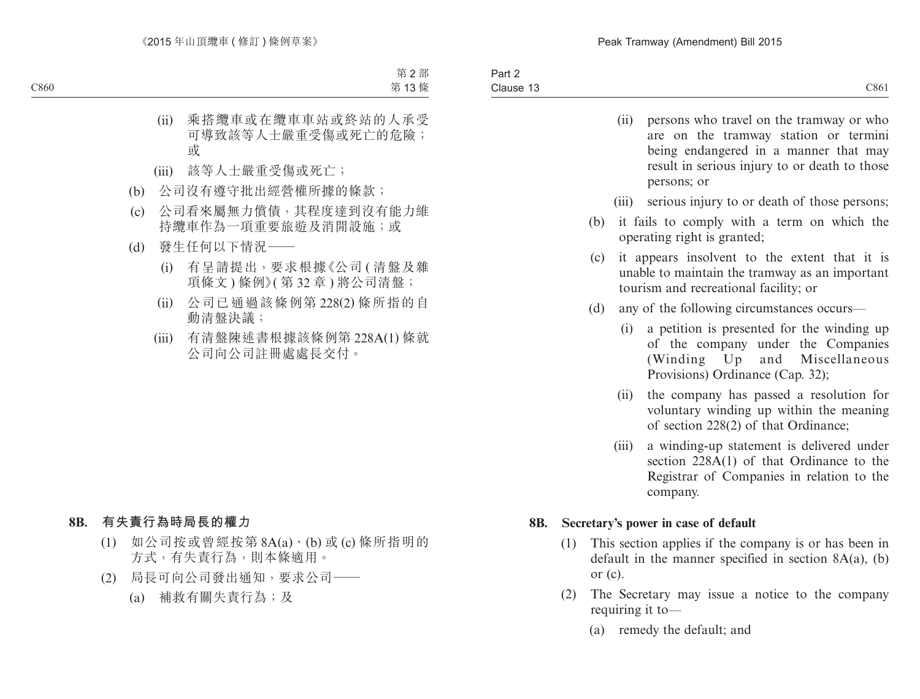(ii) 乘搭纜車或在纜車車站或終站的人承受可導致該等人士嚴重受傷或死亡的危險；或

(iii) 該等人士嚴重受傷或死亡；

(b) 公司沒有遵守批出經營權所據的條款；

(c) 公司看來屬無力償債，其程度達到沒有能力維持纜車作為一項重要旅遊及消閒設施；或

(d) 發生任何以下情況——

(i) 有呈請提出，要求根據《公司 (清盤及雜項條文) 條例》(第 32 章) 將公司清盤；

(ii) 公司已通過該條例第 228(2) 條所指的自動清盤決議；

(iii) 有清盤陳述書根據該條例第 228A(1) 條就公司向公司註冊處處長交付。

**8B. 有失責行為時局長的權力**

(1) 如公司按或曾經按第 8A(a)、(b) 或 (c) 條所指明的方式，有失責行為，則本條適用。

(2) 局長可向公司發出通知，要求公司——

(a) 補救有關失責行為；及

(ii) persons who travel on the tramway or who are on the tramway station or termini being endangered in a manner that may result in serious injury to or death to those persons; or

(iii) serious injury to or death of those persons;

(b) it fails to comply with a term on which the operating right is granted;

(c) it appears insolvent to the extent that it is unable to maintain the tramway as an important tourism and recreational facility; or

(d) any of the following circumstances occurs—

(i) a petition is presented for the winding up of the company under the Companies (Winding Up and Miscellaneous Provisions) Ordinance (Cap. 32);

(ii) the company has passed a resolution for voluntary winding up within the meaning of section 228(2) of that Ordinance;

(iii) a winding-up statement is delivered under section 228A(1) of that Ordinance to the Registrar of Companies in relation to the company.

**8B. Secretary's power in case of default**

(1) This section applies if the company is or has been in default in the manner specified in section 8A(a), (b) or (c).

(2) The Secretary may issue a notice to the company requiring it to—

(a) remedy the default; and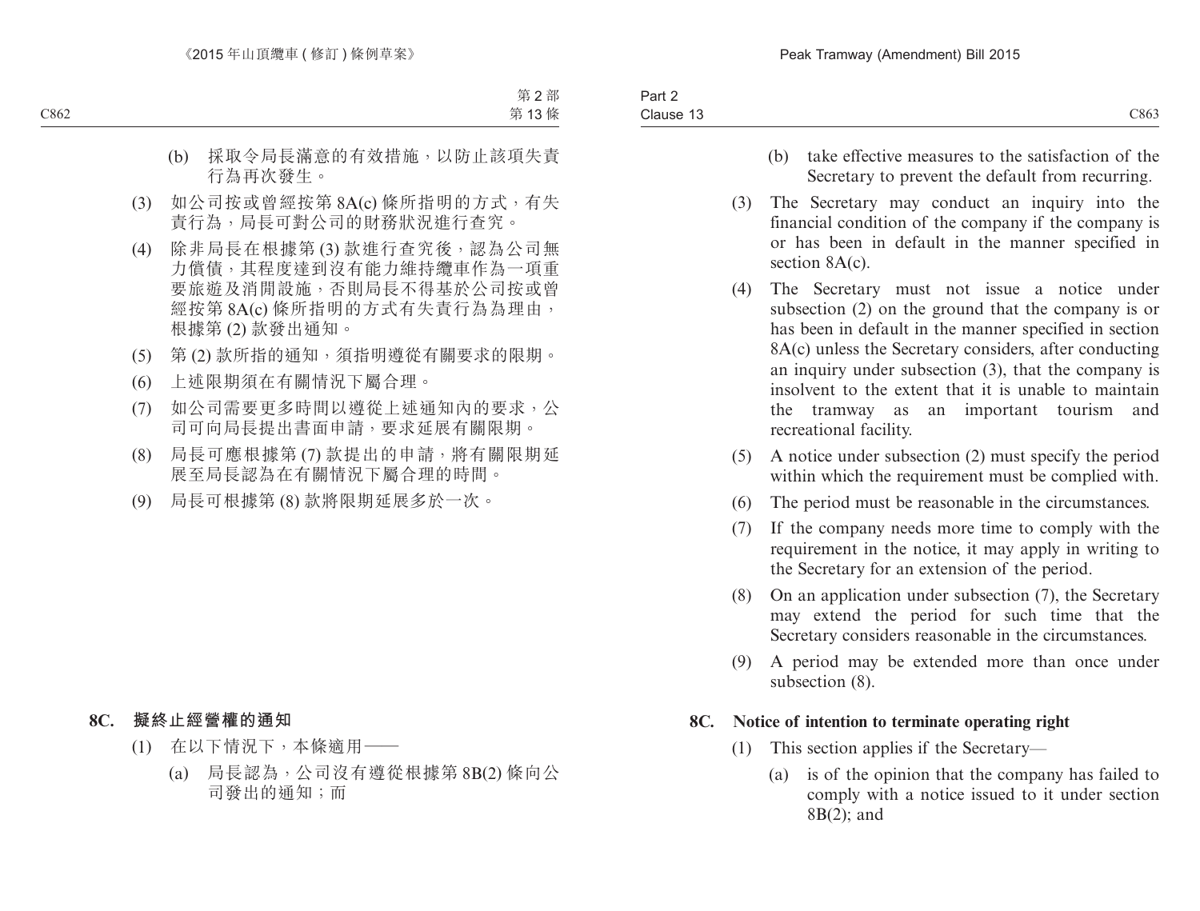(b) 採取令局長滿意的有效措施，以防止該項失責行為再次發生。

(3) 如公司按或曾經按第 8A(c) 條所指明的方式，有失責行為，局長可對公司的財務狀況進行查究。

(4) 除非局長在根據第 (3) 款進行查究後，認為公司無力償債，其程度達到沒有能力維持纜車作為一項重要旅遊及消閒設施，否則局長不得基於公司按或曾經按第 8A(c) 條所指明的方式有失責行為為理由，根據第 (2) 款發出通知。

(5) 第 (2) 款所指的通知，須指明遵從有關要求的限期。

(6) 上述限期須在有關情況下屬合理。

(7) 如公司需要更多時間以遵從上述通知內的要求，公司可向局長提出書面申請，要求延展有關限期。

(8) 局長可應根據第 (7) 款提出的申請，將有關限期延展至局長認為在有關情況下屬合理的時間。

(9) 局長可根據第 (8) 款將限期延展多於一次。

**8C. 擬終止經營權的通知**

(1) 在以下情況下，本條適用——

(a) 局長認為，公司沒有遵從根據第 8B(2) 條向公司發出的通知；而

(b) take effective measures to the satisfaction of the Secretary to prevent the default from recurring.

(3) The Secretary may conduct an inquiry into the financial condition of the company if the company is or has been in default in the manner specified in section 8A(c).

(4) The Secretary must not issue a notice under subsection (2) on the ground that the company is or has been in default in the manner specified in section 8A(c) unless the Secretary considers, after conducting an inquiry under subsection (3), that the company is insolvent to the extent that it is unable to maintain the tramway as an important tourism and recreational facility.

(5) A notice under subsection (2) must specify the period within which the requirement must be complied with.

(6) The period must be reasonable in the circumstances.

(7) If the company needs more time to comply with the requirement in the notice, it may apply in writing to the Secretary for an extension of the period.

(8) On an application under subsection (7), the Secretary may extend the period for such time that the Secretary considers reasonable in the circumstances.

(9) A period may be extended more than once under subsection (8).

**8C. Notice of intention to terminate operating right**

(1) This section applies if the Secretary—

(a) is of the opinion that the company has failed to comply with a notice issued to it under section 8B(2); and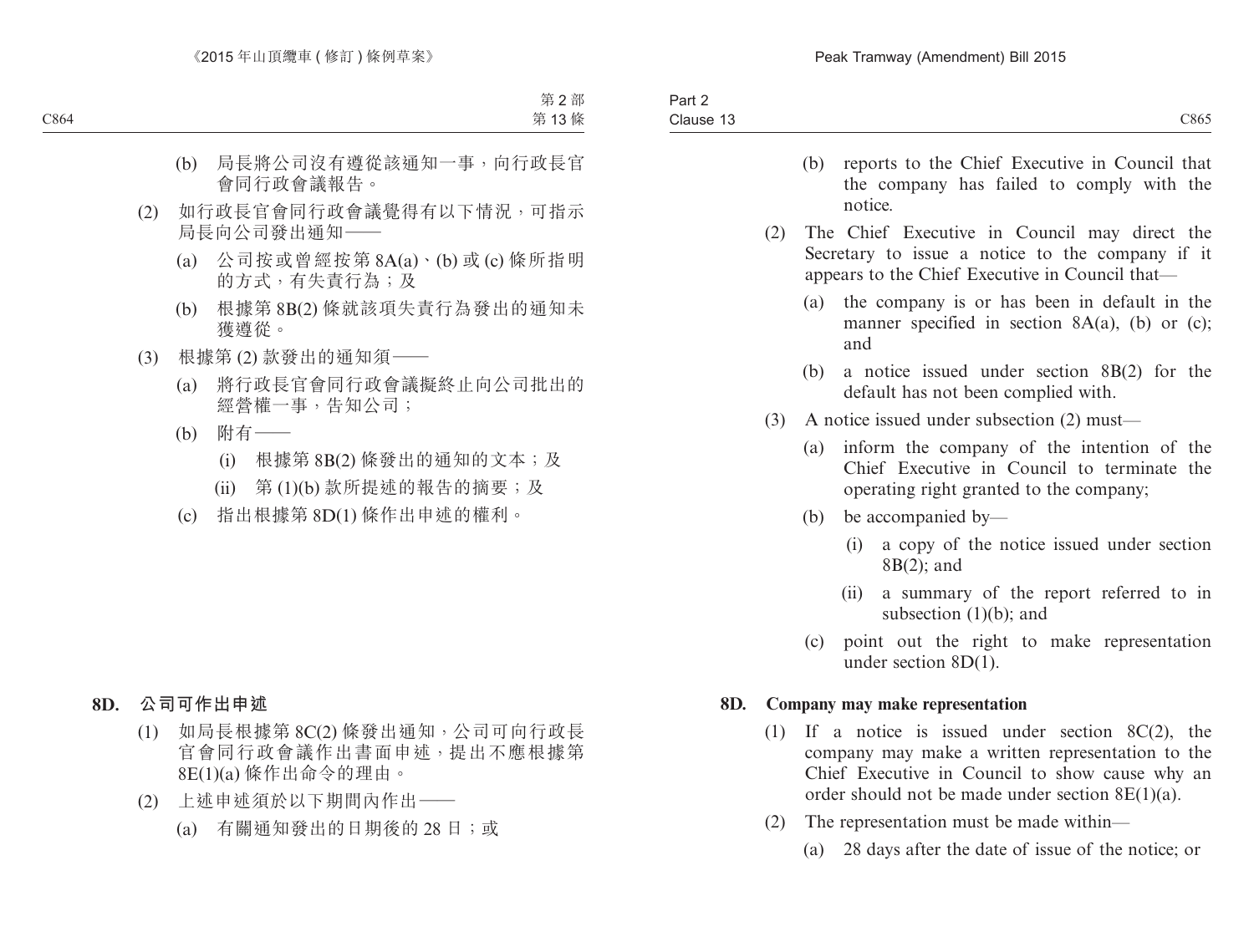(b) 局長將公司沒有遵從該通知一事，向行政長官會同行政會議報告。

(2) 如行政長官會同行政會議覺得有以下情況，可指示局長向公司發出通知——

(a) 公司按或曾經按第 8A(a)、(b) 或 (c) 條所指明的方式，有失責行為；及

(b) 根據第 8B(2) 條就該項失責行為發出的通知未獲遵從。

(3) 根據第 (2) 款發出的通知須——

(a) 將行政長官會同行政會議擬終止向公司批出的經營權一事，告知公司；

(b) 附有——

(i) 根據第 8B(2) 條發出的通知的文本；及

(ii) 第 (1)(b) 款所提述的報告的摘要；及

(c) 指出根據第 8D(1) 條作出申述的權利。

**8D. 公司可作出申述**

(1) 如局長根據第 8C(2) 條發出通知，公司可向行政長官會同行政會議作出書面申述，提出不應根據第 8E(1)(a) 條作出命令的理由。

(2) 上述申述須於以下期間內作出——

(a) 有關通知發出的日期後的 28 日；或

(b) reports to the Chief Executive in Council that the company has failed to comply with the notice.

(2) The Chief Executive in Council may direct the Secretary to issue a notice to the company if it appears to the Chief Executive in Council that—

(a) the company is or has been in default in the manner specified in section 8A(a), (b) or (c); and

(b) a notice issued under section 8B(2) for the default has not been complied with.

(3) A notice issued under subsection (2) must—

(a) inform the company of the intention of the Chief Executive in Council to terminate the operating right granted to the company;

(b) be accompanied by—

(i) a copy of the notice issued under section 8B(2); and

(ii) a summary of the report referred to in subsection (1)(b); and

(c) point out the right to make representation under section 8D(1).

**8D. Company may make representation**

(1) If a notice is issued under section 8C(2), the company may make a written representation to the Chief Executive in Council to show cause why an order should not be made under section 8E(1)(a).

(2) The representation must be made within—

(a) 28 days after the date of issue of the notice; or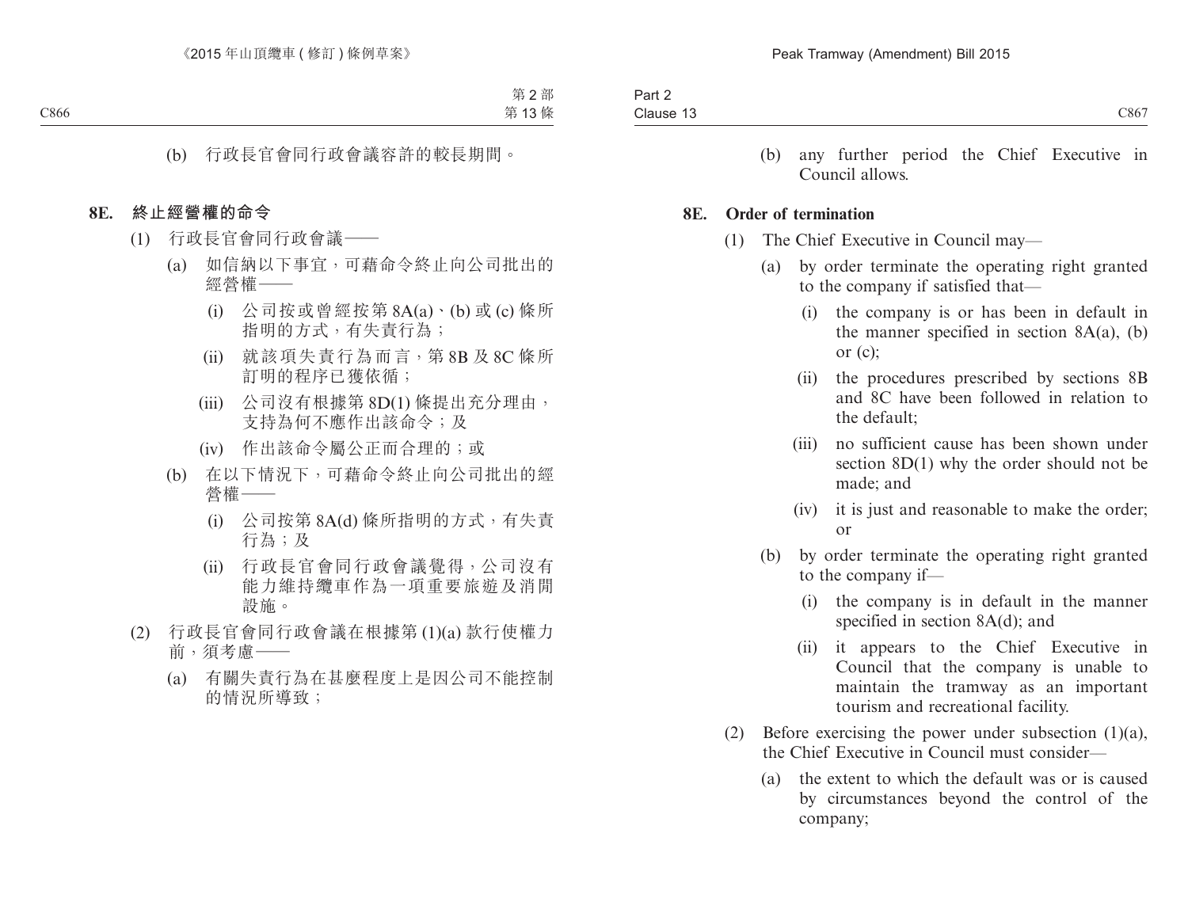(b) 行政長官會同行政會議容許的較長期間。

**8E. 終止經營權的命令**

(1) 行政長官會同行政會議——

(a) 如信納以下事宜，可藉命令終止向公司批出的經營權——

(i) 公司按或曾經按第 8A(a)、(b) 或 (c) 條所指明的方式，有失責行為；

(ii) 就該項失責行為而言，第 8B 及 8C 條所訂明的程序已獲依循；

(iii) 公司沒有根據第 8D(1) 條提出充分理由，支持為何不應作出該命令；及

(iv) 作出該命令屬公正而合理的；或

(b) 在以下情況下，可藉命令終止向公司批出的經營權——

(i) 公司按第 8A(d) 條所指明的方式，有失責行為；及

(ii) 行政長官會同行政會議覺得，公司沒有能力維持纜車作為一項重要旅遊及消閒設施。

(2) 行政長官會同行政會議在根據第 (1)(a) 款行使權力前，須考慮——

(a) 有關失責行為在甚麼程度上是因公司不能控制的情況所導致；

(b) any further period the Chief Executive in Council allows.

**8E. Order of termination**

(1) The Chief Executive in Council may—

(a) by order terminate the operating right granted to the company if satisfied that—

(i) the company is or has been in default in the manner specified in section 8A(a), (b) or (c);

(ii) the procedures prescribed by sections 8B and 8C have been followed in relation to the default;

(iii) no sufficient cause has been shown under section 8D(1) why the order should not be made; and

(iv) it is just and reasonable to make the order; or

(b) by order terminate the operating right granted to the company if—

(i) the company is in default in the manner specified in section 8A(d); and

(ii) it appears to the Chief Executive in Council that the company is unable to maintain the tramway as an important tourism and recreational facility.

(2) Before exercising the power under subsection (1)(a), the Chief Executive in Council must consider—

(a) the extent to which the default was or is caused by circumstances beyond the control of the company;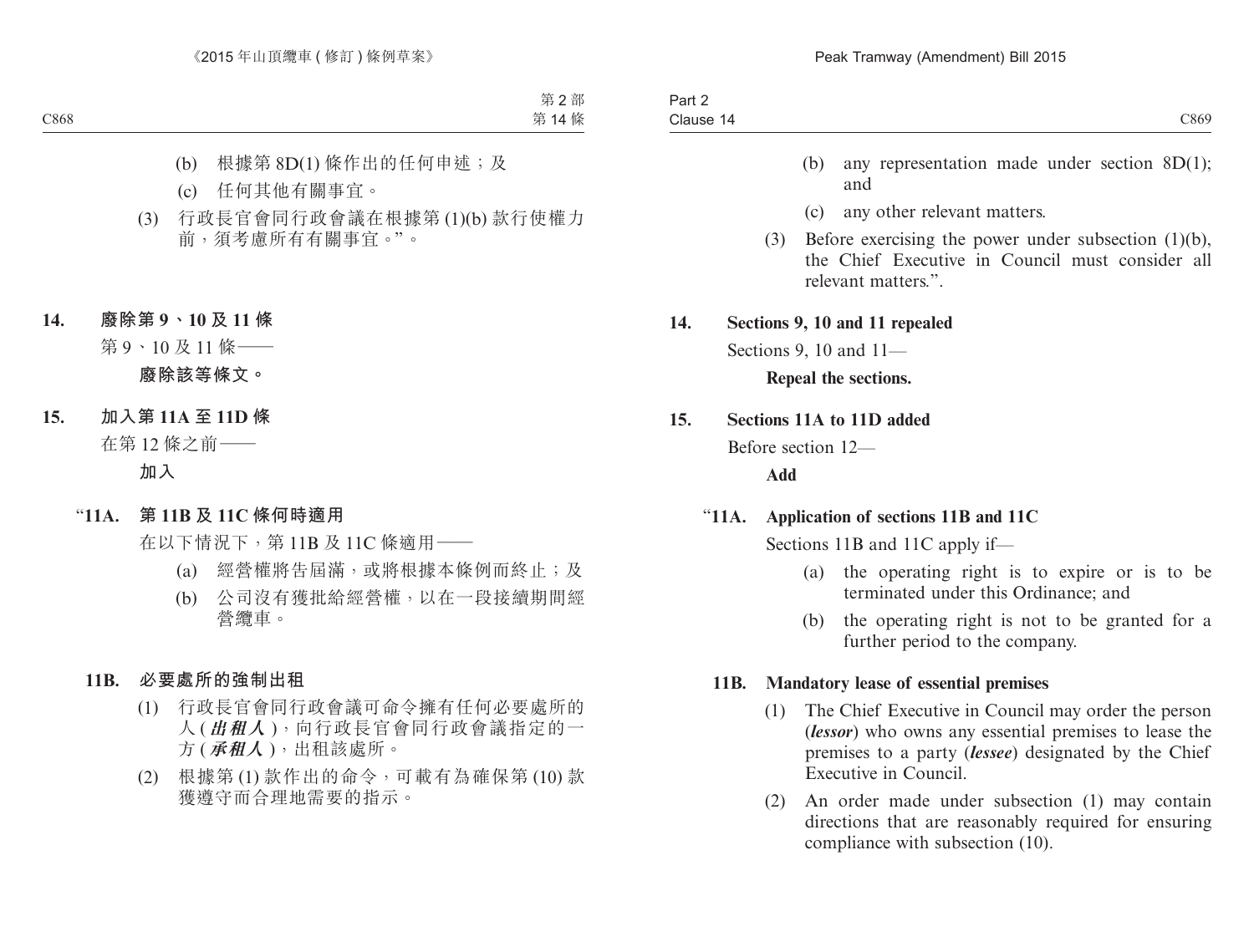(b) 根據第 8D(1) 條作出的任何申述；及

(c) 任何其他有關事宜。

(3) 行政長官會同行政會議在根據第 (1)(b) 款行使權力前，須考慮所有有關事宜。”。

**14. 廢除第 9、10 及 11 條**

第 9、10 及 11 條——

**廢除該等條文。**

**15. 加入第 11A 至 11D 條**

在第 12 條之前——

**加入**

**“11A. 第 11B 及 11C 條何時適用**

在以下情況下，第 11B 及 11C 條適用——

(a) 經營權將告屆滿，或將根據本條例而終止；及

(b) 公司沒有獲批給經營權，以在一段接續期間經營纜車。

**11B. 必要處所的強制出租**

(1) 行政長官會同行政會議可命令擁有任何必要處所的人 (***出租人***)，向行政長官會同行政會議指定的一方 (***承租人***)，出租該處所。

(2) 根據第 (1) 款作出的命令，可載有為確保第 (10) 款獲遵守而合理地需要的指示。

(b) any representation made under section 8D(1); and

(c) any other relevant matters.

(3) Before exercising the power under subsection (1)(b), the Chief Executive in Council must consider all relevant matters.”.

**14. Sections 9, 10 and 11 repealed**

Sections 9, 10 and 11—

**Repeal the sections.**

**15. Sections 11A to 11D added**

Before section 12—

**Add**

**“11A. Application of sections 11B and 11C**

Sections 11B and 11C apply if—

(a) the operating right is to expire or is to be terminated under this Ordinance; and

(b) the operating right is not to be granted for a further period to the company.

**11B. Mandatory lease of essential premises**

(1) The Chief Executive in Council may order the person (***lessor***) who owns any essential premises to lease the premises to a party (***lessee***) designated by the Chief Executive in Council.

(2) An order made under subsection (1) may contain directions that are reasonably required for ensuring compliance with subsection (10).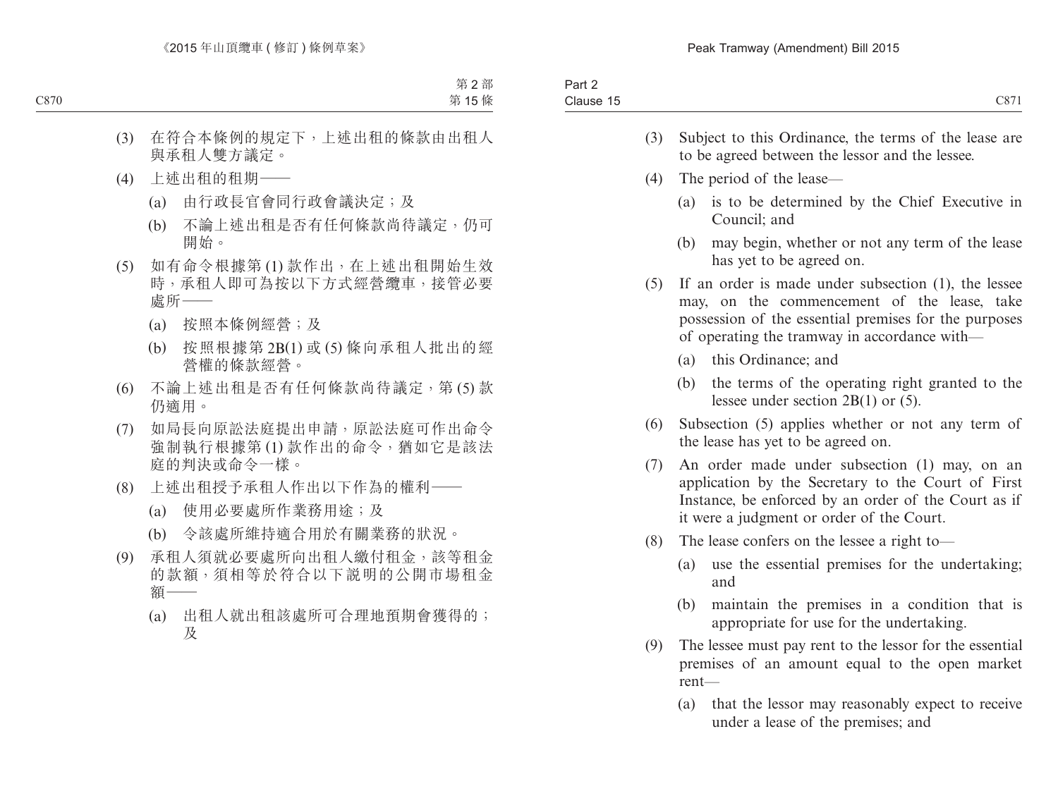(3) 在符合本條例的規定下，上述出租的條款由出租人與承租人雙方議定。

(4) 上述出租的租期——

(a) 由行政長官會同行政會議決定；及

(b) 不論上述出租是否有任何條款尚待議定，仍可開始。

(5) 如有命令根據第 (1) 款作出，在上述出租開始生效時，承租人即可為按以下方式經營纜車，接管必要處所——

(a) 按照本條例經營；及

(b) 按照根據第 2B(1) 或 (5) 條向承租人批出的經營權的條款經營。

(6) 不論上述出租是否有任何條款尚待議定，第 (5) 款仍適用。

(7) 如局長向原訟法庭提出申請，原訟法庭可作出命令強制執行根據第 (1) 款作出的命令，猶如它是該法庭的判決或命令一樣。

(8) 上述出租授予承租人作出以下作為的權利——

(a) 使用必要處所作業務用途；及

(b) 令該處所維持適合用於有關業務的狀況。

(9) 承租人須就必要處所向出租人繳付租金，該等租金的款額，須相等於符合以下說明的公開市場租金額——

(a) 出租人就出租該處所可合理地預期會獲得的；及

(3) Subject to this Ordinance, the terms of the lease are to be agreed between the lessor and the lessee.

(4) The period of the lease—

(a) is to be determined by the Chief Executive in Council; and

(b) may begin, whether or not any term of the lease has yet to be agreed on.

(5) If an order is made under subsection (1), the lessee may, on the commencement of the lease, take possession of the essential premises for the purposes of operating the tramway in accordance with—

(a) this Ordinance; and

(b) the terms of the operating right granted to the lessee under section 2B(1) or (5).

(6) Subsection (5) applies whether or not any term of the lease has yet to be agreed on.

(7) An order made under subsection (1) may, on an application by the Secretary to the Court of First Instance, be enforced by an order of the Court as if it were a judgment or order of the Court.

(8) The lease confers on the lessee a right to—

(a) use the essential premises for the undertaking; and

(b) maintain the premises in a condition that is appropriate for use for the undertaking.

(9) The lessee must pay rent to the lessor for the essential premises of an amount equal to the open market rent—

(a) that the lessor may reasonably expect to receive under a lease of the premises; and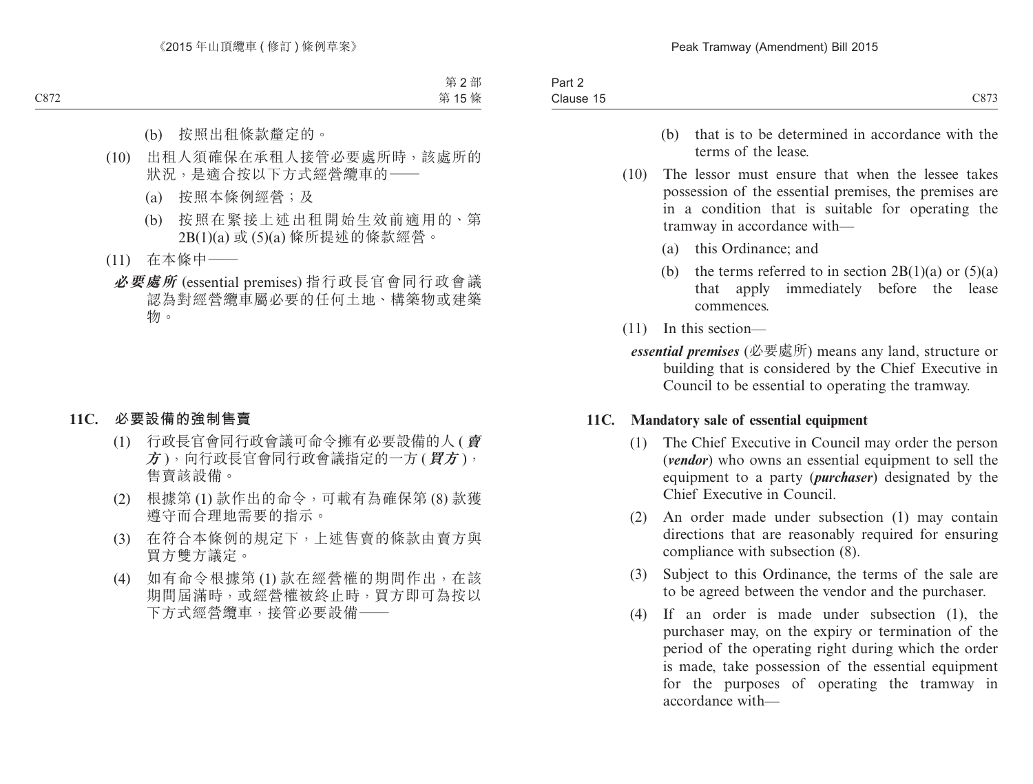(b) 按照出租條款釐定的。

(10) 出租人須確保在承租人接管必要處所時，該處所的狀況，是適合按以下方式經營纜車的——

(a) 按照本條例經營；及

(b) 按照在緊接上述出租開始生效前適用的、第2B(1)(a) 或 (5)(a) 條所提述的條款經營。

(11) 在本條中——

***必要處所*** (essential premises) 指行政長官會同行政會議認為對經營纜車屬必要的任何土地、構築物或建築物。

### 11C. 必要設備的強制售賣

(1) 行政長官會同行政會議可命令擁有必要設備的人 (***賣方***)，向行政長官會同行政會議指定的一方 (***買方***)，售賣該設備。

(2) 根據第 (1) 款作出的命令，可載有為確保第 (8) 款獲遵守而合理地需要的指示。

(3) 在符合本條例的規定下，上述售賣的條款由賣方與買方雙方議定。

(4) 如有命令根據第 (1) 款在經營權的期間作出，在該期間屆滿時，或經營權被終止時，買方即可為按以下方式經營纜車，接管必要設備——

(b) that is to be determined in accordance with the terms of the lease.

(10) The lessor must ensure that when the lessee takes possession of the essential premises, the premises are in a condition that is suitable for operating the tramway in accordance with—

(a) this Ordinance; and

(b) the terms referred to in section 2B(1)(a) or (5)(a) that apply immediately before the lease commences.

(11) In this section—

***essential premises*** (必要處所) means any land, structure or building that is considered by the Chief Executive in Council to be essential to operating the tramway.

### 11C. Mandatory sale of essential equipment

(1) The Chief Executive in Council may order the person (***vendor***) who owns an essential equipment to sell the equipment to a party (***purchaser***) designated by the Chief Executive in Council.

(2) An order made under subsection (1) may contain directions that are reasonably required for ensuring compliance with subsection (8).

(3) Subject to this Ordinance, the terms of the sale are to be agreed between the vendor and the purchaser.

(4) If an order is made under subsection (1), the purchaser may, on the expiry or termination of the period of the operating right during which the order is made, take possession of the essential equipment for the purposes of operating the tramway in accordance with—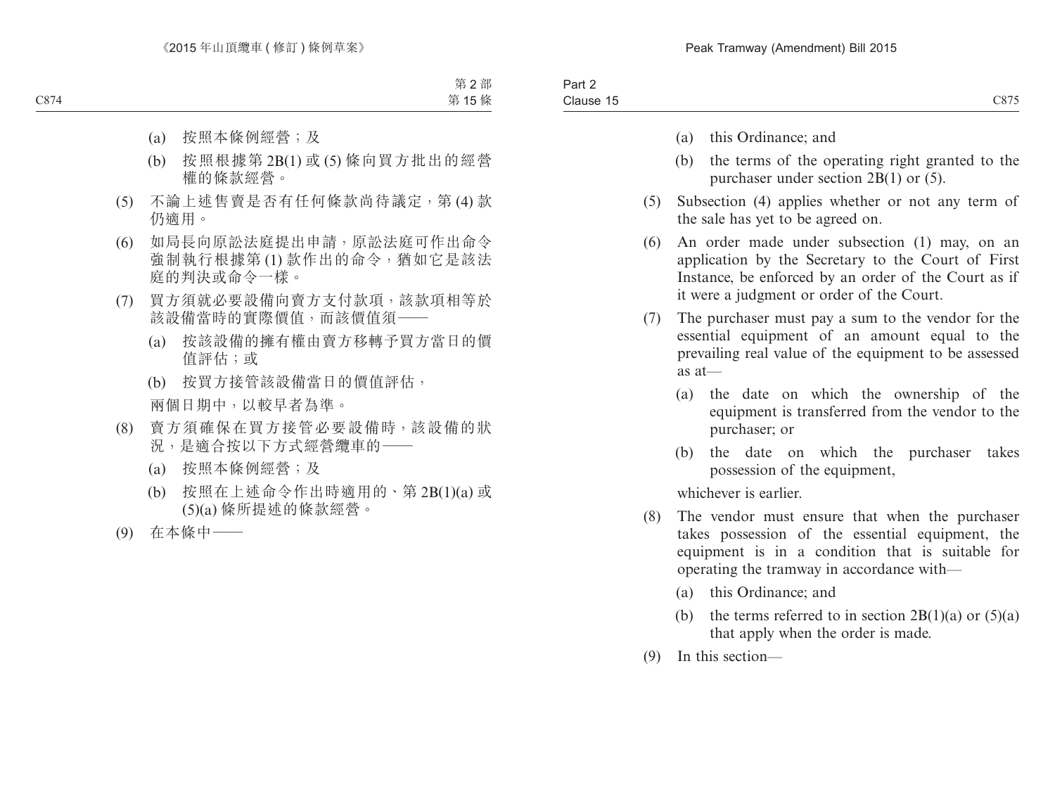(a) 按照本條例經營；及

(b) 按照根據第 2B(1) 或 (5) 條向買方批出的經營權的條款經營。

(5) 不論上述售賣是否有任何條款尚待議定，第 (4) 款仍適用。

(6) 如局長向原訟法庭提出申請，原訟法庭可作出命令強制執行根據第 (1) 款作出的命令，猶如它是該法庭的判決或命令一樣。

(7) 買方須就必要設備向賣方支付款項，該款項相等於該設備當時的實際價值，而該價值須——

(a) 按該設備的擁有權由賣方移轉予買方當日的價值評估；或

(b) 按買方接管該設備當日的價值評估，

兩個日期中，以較早者為準。

(8) 賣方須確保在買方接管必要設備時，該設備的狀況，是適合按以下方式經營纜車的——

(a) 按照本條例經營；及

(b) 按照在上述命令作出時適用的、第 2B(1)(a) 或 (5)(a) 條所提述的條款經營。

(9) 在本條中——

(a) this Ordinance; and

(b) the terms of the operating right granted to the purchaser under section 2B(1) or (5).

(5) Subsection (4) applies whether or not any term of the sale has yet to be agreed on.

(6) An order made under subsection (1) may, on an application by the Secretary to the Court of First Instance, be enforced by an order of the Court as if it were a judgment or order of the Court.

(7) The purchaser must pay a sum to the vendor for the essential equipment of an amount equal to the prevailing real value of the equipment to be assessed as at—

(a) the date on which the ownership of the equipment is transferred from the vendor to the purchaser; or

(b) the date on which the purchaser takes possession of the equipment,

whichever is earlier.

(8) The vendor must ensure that when the purchaser takes possession of the essential equipment, the equipment is in a condition that is suitable for operating the tramway in accordance with—

(a) this Ordinance; and

(b) the terms referred to in section 2B(1)(a) or (5)(a) that apply when the order is made.

(9) In this section—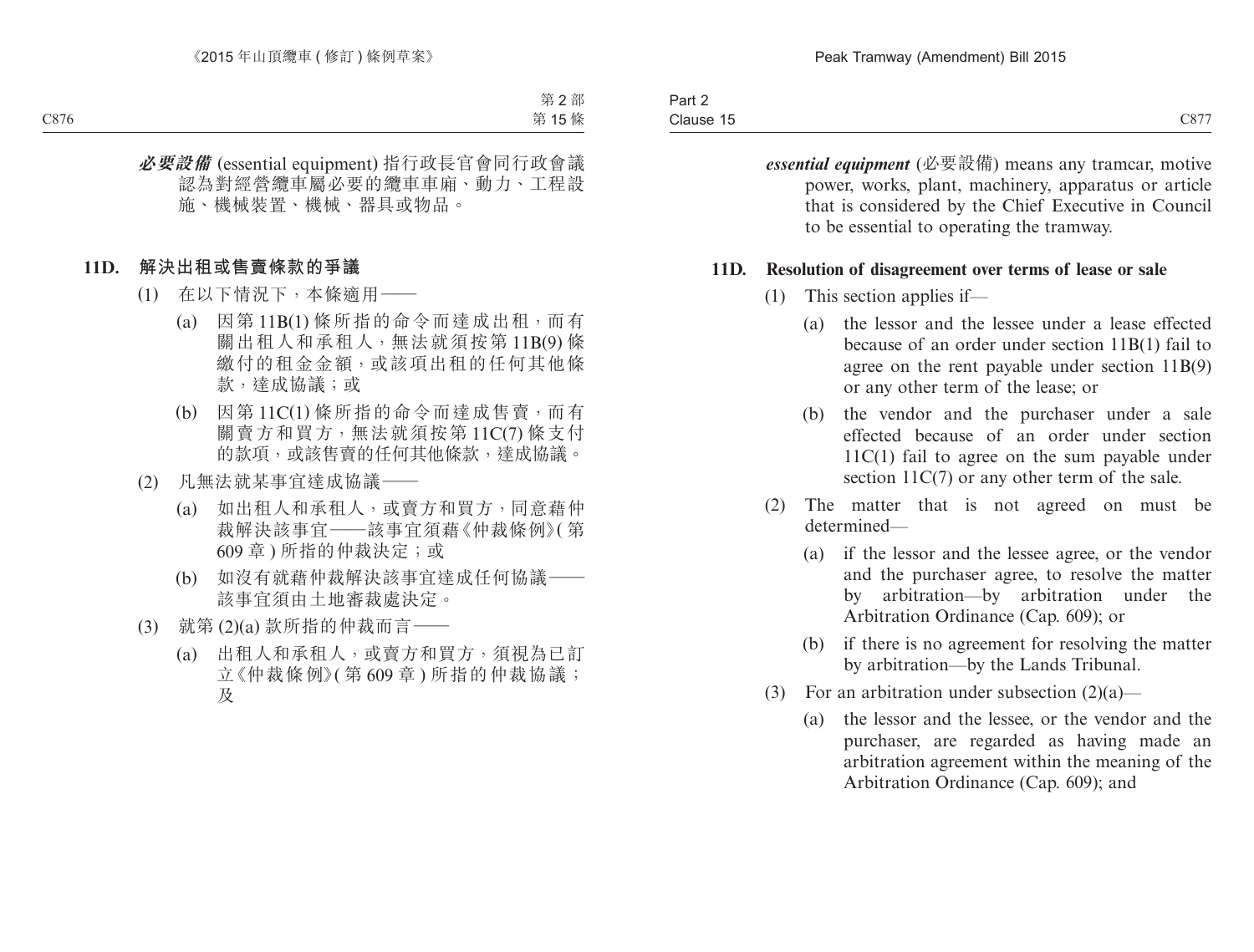***必要設備*** (essential equipment) 指行政長官會同行政會議認為對經營纜車屬必要的纜車車廂、動力、工程設施、機械裝置、機械、器具或物品。

**11D. 解決出租或售賣條款的爭議**

(1) 在以下情況下，本條適用——

(a) 因第 11B(1) 條所指的命令而達成出租，而有關出租人和承租人，無法就須按第 11B(9) 條繳付的租金金額，或該項出租的任何其他條款，達成協議；或

(b) 因第 11C(1) 條所指的命令而達成售賣，而有關賣方和買方，無法就須按第 11C(7) 條支付的款項，或該售賣的任何其他條款，達成協議。

(2) 凡無法就某事宜達成協議——

(a) 如出租人和承租人，或賣方和買方，同意藉仲裁解決該事宜——該事宜須藉《仲裁條例》(第 609 章) 所指的仲裁決定；或

(b) 如沒有就藉仲裁解決該事宜達成任何協議——該事宜須由土地審裁處決定。

(3) 就第 (2)(a) 款所指的仲裁而言——

(a) 出租人和承租人，或賣方和買方，須視為已訂立《仲裁條例》(第 609 章) 所指的仲裁協議；及

***essential equipment*** (必要設備) means any tramcar, motive power, works, plant, machinery, apparatus or article that is considered by the Chief Executive in Council to be essential to operating the tramway.

**11D. Resolution of disagreement over terms of lease or sale**

(1) This section applies if—

(a) the lessor and the lessee under a lease effected because of an order under section 11B(1) fail to agree on the rent payable under section 11B(9) or any other term of the lease; or

(b) the vendor and the purchaser under a sale effected because of an order under section 11C(1) fail to agree on the sum payable under section 11C(7) or any other term of the sale.

(2) The matter that is not agreed on must be determined—

(a) if the lessor and the lessee agree, or the vendor and the purchaser agree, to resolve the matter by arbitration—by arbitration under the Arbitration Ordinance (Cap. 609); or

(b) if there is no agreement for resolving the matter by arbitration—by the Lands Tribunal.

(3) For an arbitration under subsection (2)(a)—

(a) the lessor and the lessee, or the vendor and the purchaser, are regarded as having made an arbitration agreement within the meaning of the Arbitration Ordinance (Cap. 609); and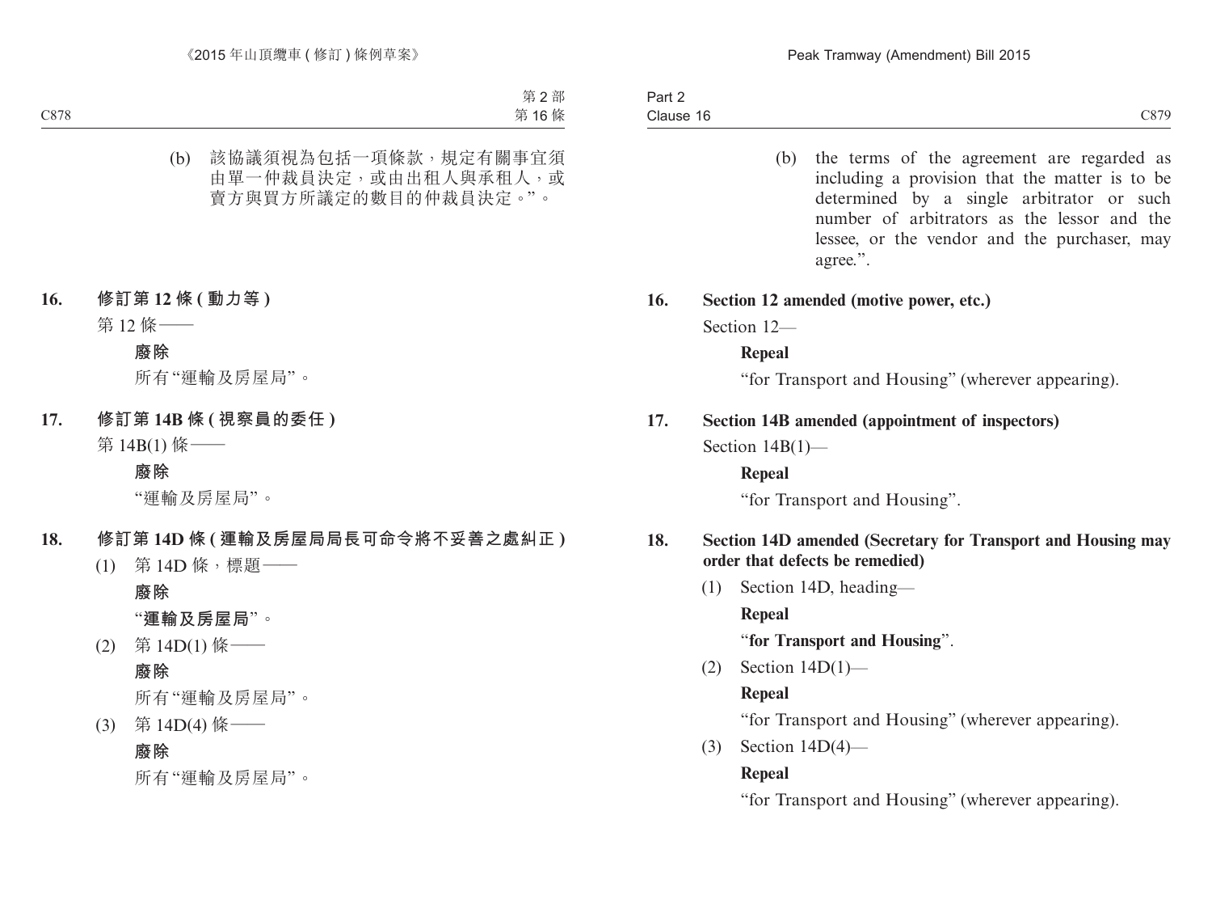(b) 該協議須視為包括一項條款，規定有關事宜須由單一仲裁員決定，或由出租人與承租人，或賣方與買方所議定的數目的仲裁員決定。”。

**16. 修訂第 12 條 (動力等)**

第 12 條——

**廢除**

所有“運輸及房屋局”。

**17. 修訂第 14B 條 (視察員的委任)**

第 14B(1) 條——

**廢除**

“運輸及房屋局”。

**18. 修訂第 14D 條 (運輸及房屋局局長可命令將不妥善之處糾正)**

(1) 第 14D 條，標題——

**廢除**

“**運輸及房屋局**”。

(2) 第 14D(1) 條——

**廢除**

所有“運輸及房屋局”。

(3) 第 14D(4) 條——

**廢除**

所有“運輸及房屋局”。

(b) the terms of the agreement are regarded as including a provision that the matter is to be determined by a single arbitrator or such number of arbitrators as the lessor and the lessee, or the vendor and the purchaser, may agree.”.

**16. Section 12 amended (motive power, etc.)**

Section 12—

**Repeal**

“for Transport and Housing” (wherever appearing).

**17. Section 14B amended (appointment of inspectors)**

Section 14B(1)—

**Repeal**

“for Transport and Housing”.

**18. Section 14D amended (Secretary for Transport and Housing may order that defects be remedied)**

(1) Section 14D, heading—

**Repeal**

“**for Transport and Housing**”.

(2) Section 14D(1)—

**Repeal**

“for Transport and Housing” (wherever appearing).

(3) Section 14D(4)—

**Repeal**

“for Transport and Housing” (wherever appearing).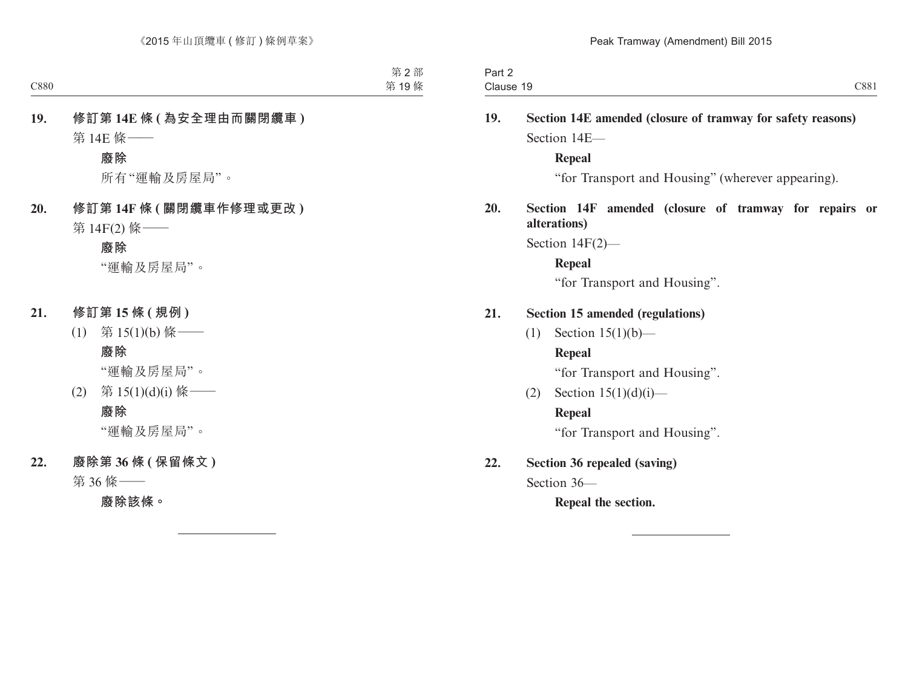**19. 修訂第 14E 條 (為安全理由而關閉纜車)**

第 14E 條——

**廢除**

所有“運輸及房屋局”。

**20. 修訂第 14F 條 (關閉纜車作修理或更改)**

第 14F(2) 條——

**廢除**

“運輸及房屋局”。

**21. 修訂第 15 條 (規例)**

(1) 第 15(1)(b) 條——

**廢除**

“運輸及房屋局”。

(2) 第 15(1)(d)(i) 條——

**廢除**

“運輸及房屋局”。

**22. 廢除第 36 條 (保留條文)**

第 36 條——

**廢除該條。**

---

**19. Section 14E amended (closure of tramway for safety reasons)**

Section 14E—

**Repeal**

“for Transport and Housing” (wherever appearing).

**20. Section 14F amended (closure of tramway for repairs or alterations)**

Section 14F(2)—

**Repeal**

“for Transport and Housing”.

**21. Section 15 amended (regulations)**

(1) Section 15(1)(b)—

**Repeal**

“for Transport and Housing”.

(2) Section 15(1)(d)(i)—

**Repeal**

“for Transport and Housing”.

**22. Section 36 repealed (saving)**

Section 36—

**Repeal the section.**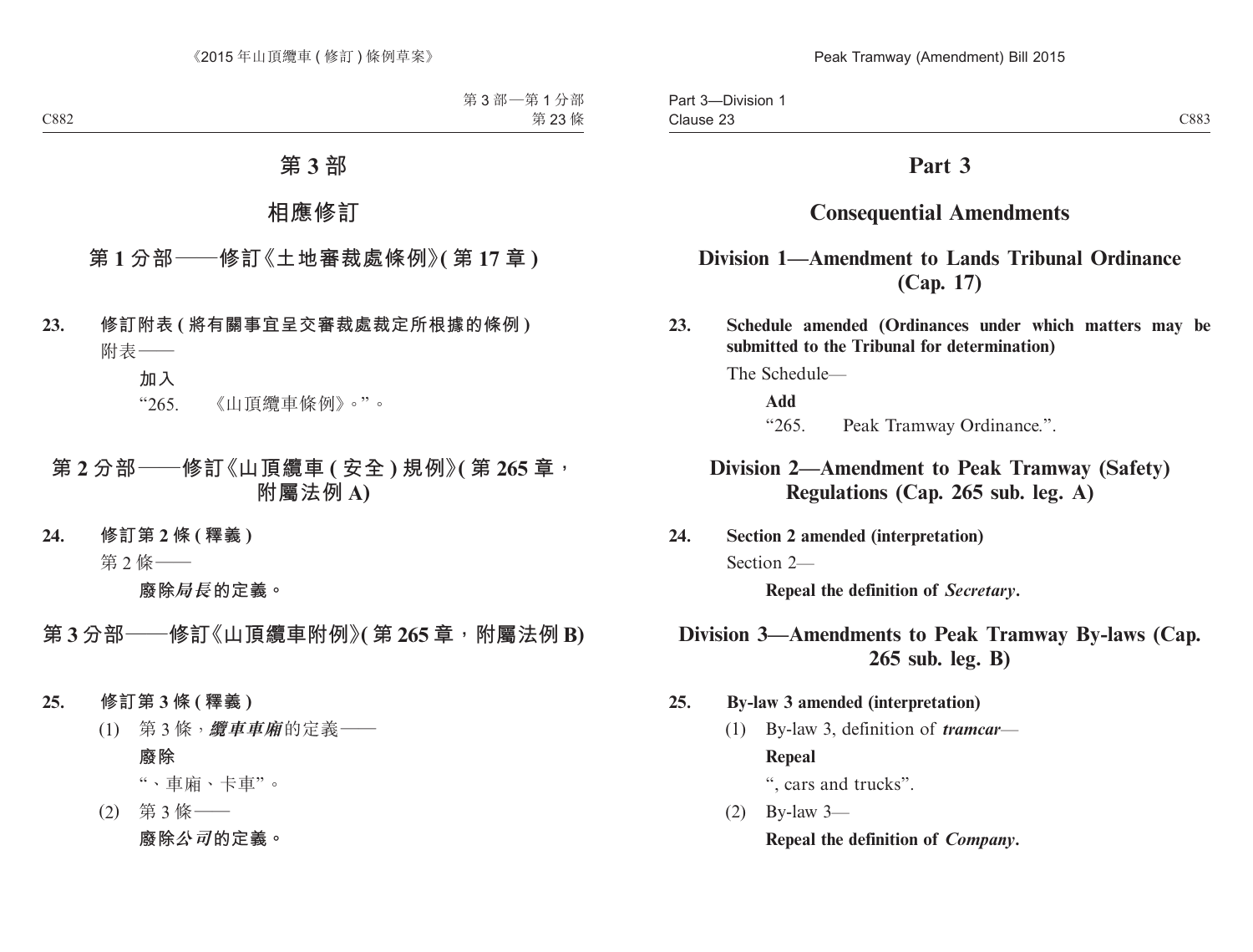# 第 3 部

## 相應修訂

### 第 1 分部——修訂《土地審裁處條例》(第 17 章)

**23. 修訂附表 (將有關事宜呈交審裁處裁定所根據的條例)**

附表——

**加入**

“265. 《山頂纜車條例》。”。

### 第 2 分部——修訂《山頂纜車 (安全) 規例》(第 265 章，附屬法例 A)

**24. 修訂第 2 條 (釋義)**

第 2 條——

**廢除*局長*的定義。**

### 第 3 分部——修訂《山頂纜車附例》(第 265 章，附屬法例 B)

**25. 修訂第 3 條 (釋義)**

(1) 第 3 條，***纜車車廂***的定義——

**廢除**

“、車廂、卡車”。

(2) 第 3 條——

**廢除*公司*的定義。**

# Part 3

## Consequential Amendments

### Division 1—Amendment to Lands Tribunal Ordinance (Cap. 17)

**23. Schedule amended (Ordinances under which matters may be submitted to the Tribunal for determination)**

The Schedule—

**Add**

“265. Peak Tramway Ordinance.”.

### Division 2—Amendment to Peak Tramway (Safety) Regulations (Cap. 265 sub. leg. A)

**24. Section 2 amended (interpretation)**

Section 2—

**Repeal the definition of *Secretary*.**

### Division 3—Amendments to Peak Tramway By-laws (Cap. 265 sub. leg. B)

**25. By-law 3 amended (interpretation)**

(1) By-law 3, definition of ***tramcar***—

**Repeal**

“, cars and trucks”.

(2) By-law 3—

**Repeal the definition of *Company*.**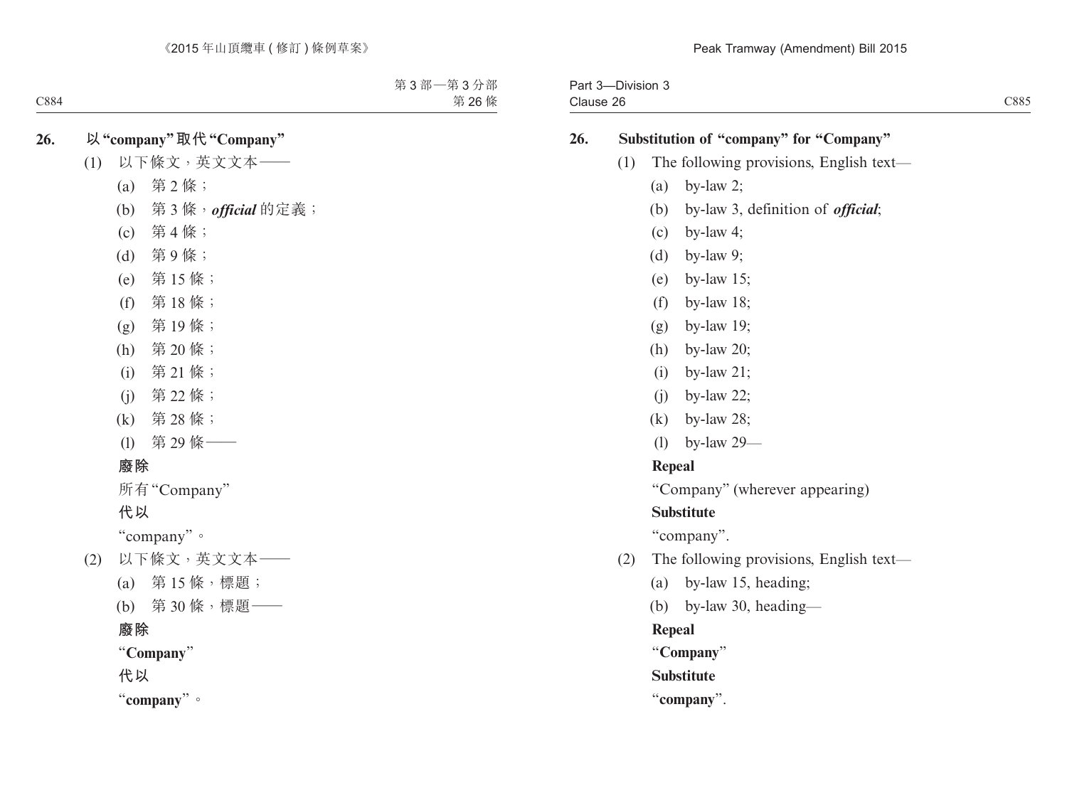## 26. 以 "company" 取代 "Company"

(1) 以下條文，英文文本——

(a) 第 2 條；

(b) 第 3 條，***official*** 的定義；

(c) 第 4 條；

(d) 第 9 條；

(e) 第 15 條；

(f) 第 18 條；

(g) 第 19 條；

(h) 第 20 條；

(i) 第 21 條；

(j) 第 22 條；

(k) 第 28 條；

(l) 第 29 條——

**廢除**

所有"Company"

**代以**

"company"。

(2) 以下條文，英文文本——

(a) 第 15 條，標題；

(b) 第 30 條，標題——

**廢除**

"**Company**"

**代以**

"**company**"。

## 26. Substitution of "company" for "Company"

(1) The following provisions, English text—

(a) by-law 2;

(b) by-law 3, definition of ***official***;

(c) by-law 4;

(d) by-law 9;

(e) by-law 15;

(f) by-law 18;

(g) by-law 19;

(h) by-law 20;

(i) by-law 21;

(j) by-law 22;

(k) by-law 28;

(l) by-law 29—

**Repeal**

"Company" (wherever appearing)

**Substitute**

"company".

(2) The following provisions, English text—

(a) by-law 15, heading;

(b) by-law 30, heading—

**Repeal**

"**Company**"

**Substitute**

"**company**".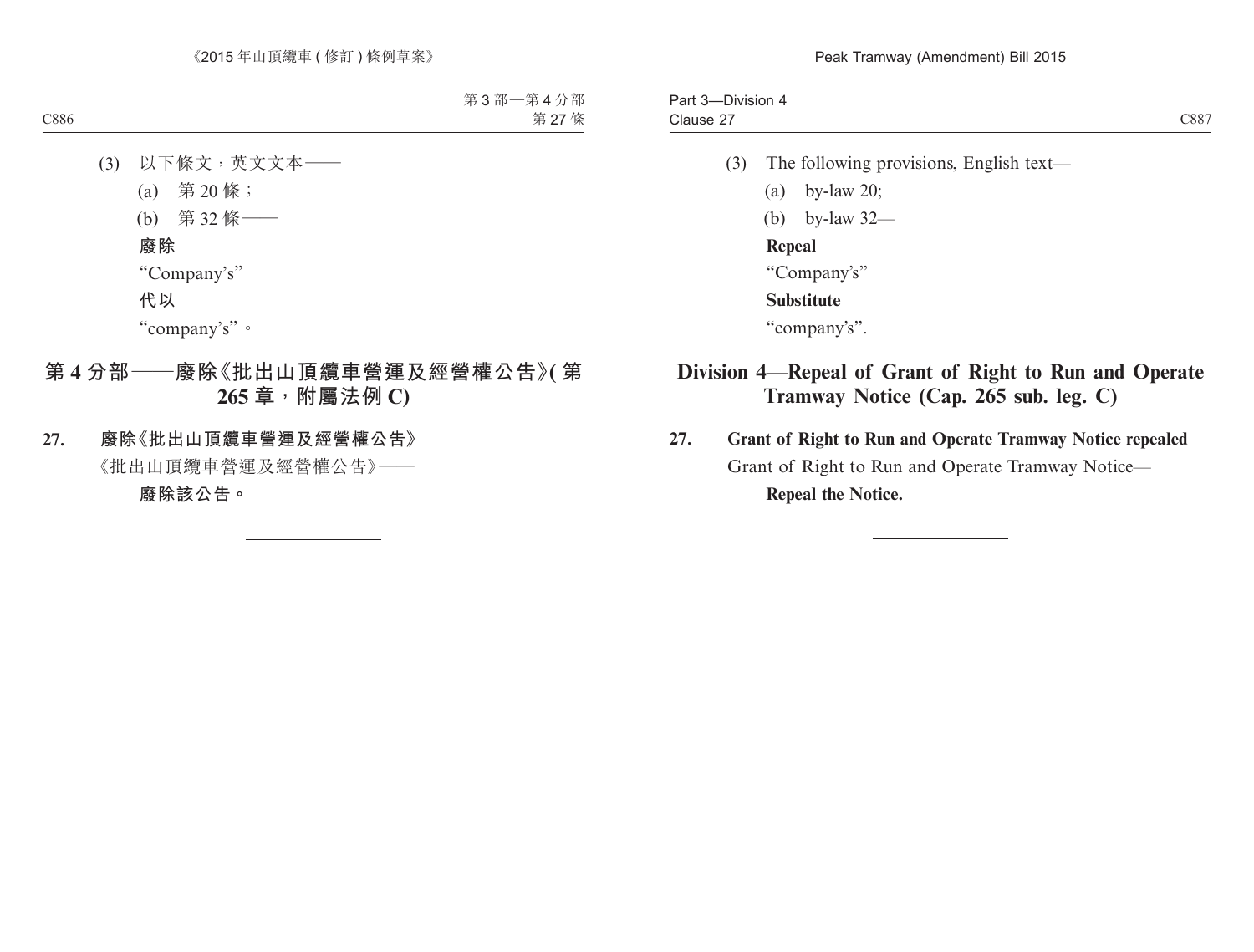(3) 以下條文，英文文本——

(a) 第 20 條；

(b) 第 32 條——

**廢除**

“Company's”

**代以**

“company's”。

## 第 4 分部——廢除《批出山頂纜車營運及經營權公告》(第 265 章，附屬法例 C)

**27. 廢除《批出山頂纜車營運及經營權公告》**

《批出山頂纜車營運及經營權公告》——

**廢除該公告。**

(3) The following provisions, English text—

(a) by-law 20;

(b) by-law 32—

**Repeal**

“Company's”

**Substitute**

“company's”.

## Division 4—Repeal of Grant of Right to Run and Operate Tramway Notice (Cap. 265 sub. leg. C)

**27. Grant of Right to Run and Operate Tramway Notice repealed**

Grant of Right to Run and Operate Tramway Notice—

**Repeal the Notice.**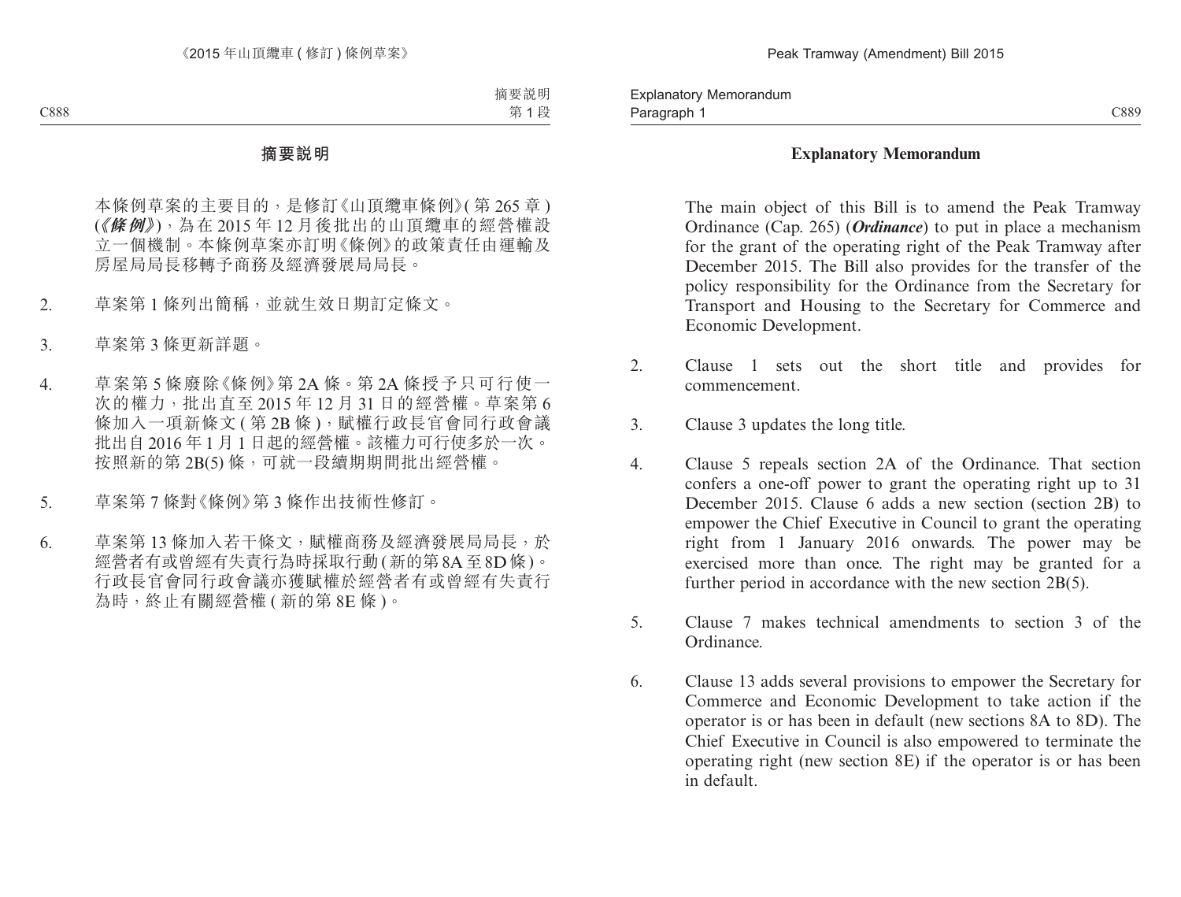## 摘要説明

本條例草案的主要目的，是修訂《山頂纜車條例》(第 265 章) (《***條例***》)，為在 2015 年 12 月後批出的山頂纜車的經營權設立一個機制。本條例草案亦訂明《條例》的政策責任由運輸及房屋局局長移轉予商務及經濟發展局局長。

2. 草案第 1 條列出簡稱，並就生效日期訂定條文。

3. 草案第 3 條更新詳題。

4. 草案第 5 條廢除《條例》第 2A 條。第 2A 條授予只可行使一次的權力，批出直至 2015 年 12 月 31 日的經營權。草案第 6 條加入一項新條文 (第 2B 條)，賦權行政長官會同行政會議批出自 2016 年 1 月 1 日起的經營權。該權力可行使多於一次。按照新的第 2B(5) 條，可就一段續期期間批出經營權。

5. 草案第 7 條對《條例》第 3 條作出技術性修訂。

6. 草案第 13 條加入若干條文，賦權商務及經濟發展局局長，於經營者有或曾經有失責行為時採取行動 (新的第 8A 至 8D 條)。行政長官會同行政會議亦獲賦權於經營者有或曾經有失責行為時，終止有關經營權 (新的第 8E 條)。

## Explanatory Memorandum

The main object of this Bill is to amend the Peak Tramway Ordinance (Cap. 265) (***Ordinance***) to put in place a mechanism for the grant of the operating right of the Peak Tramway after December 2015. The Bill also provides for the transfer of the policy responsibility for the Ordinance from the Secretary for Transport and Housing to the Secretary for Commerce and Economic Development.

2. Clause 1 sets out the short title and provides for commencement.

3. Clause 3 updates the long title.

4. Clause 5 repeals section 2A of the Ordinance. That section confers a one-off power to grant the operating right up to 31 December 2015. Clause 6 adds a new section (section 2B) to empower the Chief Executive in Council to grant the operating right from 1 January 2016 onwards. The power may be exercised more than once. The right may be granted for a further period in accordance with the new section 2B(5).

5. Clause 7 makes technical amendments to section 3 of the Ordinance.

6. Clause 13 adds several provisions to empower the Secretary for Commerce and Economic Development to take action if the operator is or has been in default (new sections 8A to 8D). The Chief Executive in Council is also empowered to terminate the operating right (new section 8E) if the operator is or has been in default.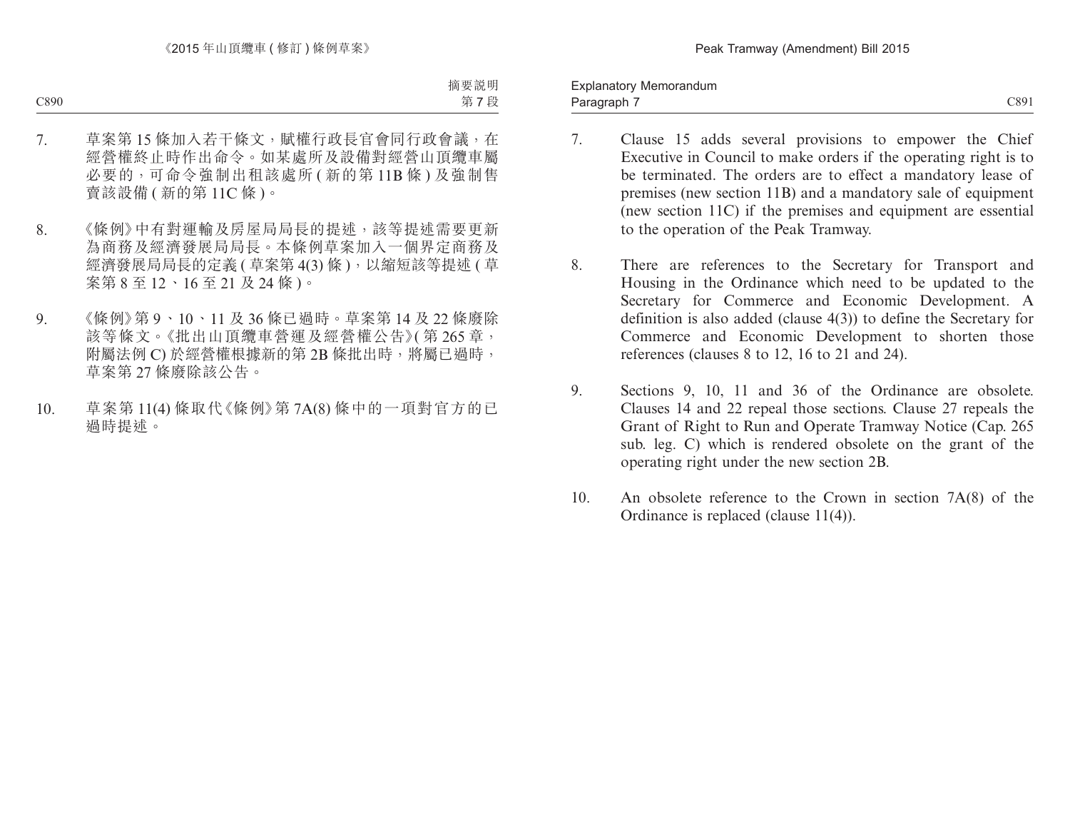7. 草案第 15 條加入若干條文，賦權行政長官會同行政會議，在經營權終止時作出命令。如某處所及設備對經營山頂纜車屬必要的，可命令強制出租該處所 (新的第 11B 條) 及強制售賣該設備 (新的第 11C 條)。

8. 《條例》中有對運輸及房屋局局長的提述，該等提述需要更新為商務及經濟發展局局長。本條例草案加入一個界定商務及經濟發展局局長的定義 (草案第 4(3) 條)，以縮短該等提述 (草案第 8 至 12、16 至 21 及 24 條)。

9. 《條例》第 9、10、11 及 36 條已過時。草案第 14 及 22 條廢除該等條文。《批出山頂纜車營運及經營權公告》(第 265 章，附屬法例 C) 於經營權根據新的第 2B 條批出時，將屬已過時，草案第 27 條廢除該公告。

10. 草案第 11(4) 條取代《條例》第 7A(8) 條中的一項對官方的已過時提述。

7. Clause 15 adds several provisions to empower the Chief Executive in Council to make orders if the operating right is to be terminated. The orders are to effect a mandatory lease of premises (new section 11B) and a mandatory sale of equipment (new section 11C) if the premises and equipment are essential to the operation of the Peak Tramway.

8. There are references to the Secretary for Transport and Housing in the Ordinance which need to be updated to the Secretary for Commerce and Economic Development. A definition is also added (clause 4(3)) to define the Secretary for Commerce and Economic Development to shorten those references (clauses 8 to 12, 16 to 21 and 24).

9. Sections 9, 10, 11 and 36 of the Ordinance are obsolete. Clauses 14 and 22 repeal those sections. Clause 27 repeals the Grant of Right to Run and Operate Tramway Notice (Cap. 265 sub. leg. C) which is rendered obsolete on the grant of the operating right under the new section 2B.

10. An obsolete reference to the Crown in section 7A(8) of the Ordinance is replaced (clause 11(4)).